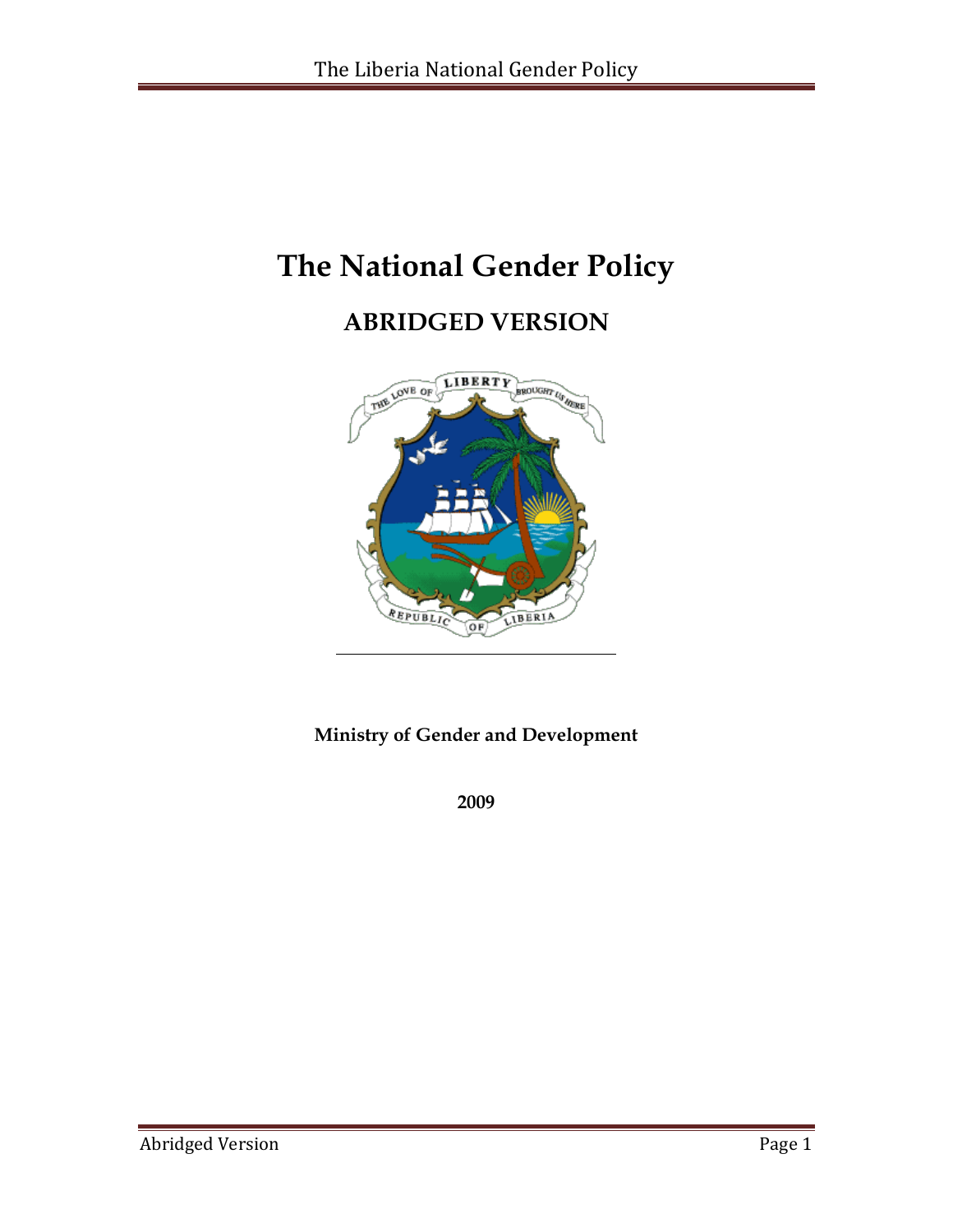# The National Gender Policy

## ABRIDGED VERSION

**Ministry of Gender and Development**

**2009**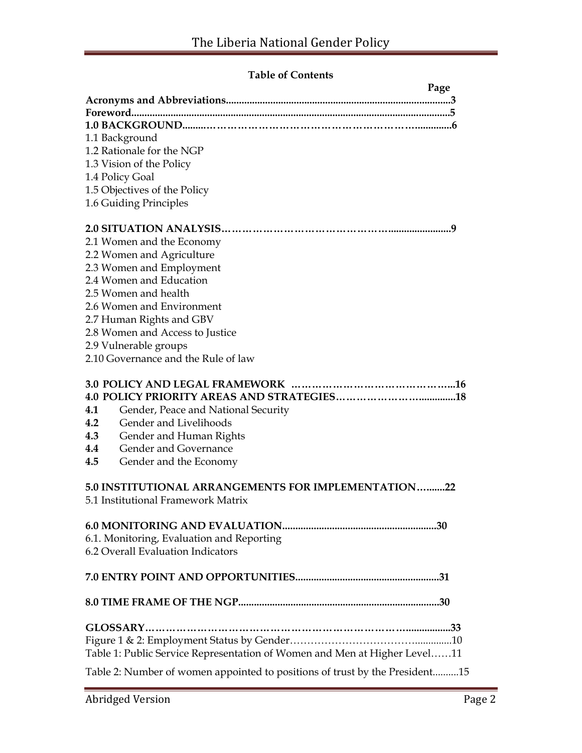**Table of Contents**

| | Page |
|---|---|
| **Acronyms and Abbreviations** | **3** |
| **Foreword** | **5** |
| **1.0 BACKGROUND** | **6** |
| 1.1 Background | |
| 1.2 Rationale for the NGP | |
| 1.3 Vision of the Policy | |
| 1.4 Policy Goal | |
| 1.5 Objectives of the Policy | |
| 1.6 Guiding Principles | |
| **2.0 SITUATION ANALYSIS** | **9** |
| 2.1 Women and the Economy | |
| 2.2 Women and Agriculture | |
| 2.3 Women and Employment | |
| 2.4 Women and Education | |
| 2.5 Women and health | |
| 2.6 Women and Environment | |
| 2.7 Human Rights and GBV | |
| 2.8 Women and Access to Justice | |
| 2.9 Vulnerable groups | |
| 2.10 Governance and the Rule of law | |
| **3.0 POLICY AND LEGAL FRAMEWORK** | **16** |
| **4.0 POLICY PRIORITY AREAS AND STRATEGIES** | **18** |
| **4.1** Gender, Peace and National Security | |
| **4.2** Gender and Livelihoods | |
| **4.3** Gender and Human Rights | |
| **4.4** Gender and Governance | |
| **4.5** Gender and the Economy | |
| **5.0 INSTITUTIONAL ARRANGEMENTS FOR IMPLEMENTATION** | **22** |
| 5.1 Institutional Framework Matrix | |
| **6.0 MONITORING AND EVALUATION** | **30** |
| 6.1. Monitoring, Evaluation and Reporting | |
| 6.2 Overall Evaluation Indicators | |
| **7.0 ENTRY POINT AND OPPORTUNITIES** | **31** |
| **8.0 TIME FRAME OF THE NGP** | **30** |
| **GLOSSARY** | **33** |
| Figure 1 & 2: Employment Status by Gender | 10 |
| Table 1: Public Service Representation of Women and Men at Higher Level | 11 |
| Table 2: Number of women appointed to positions of trust by the President | 15 |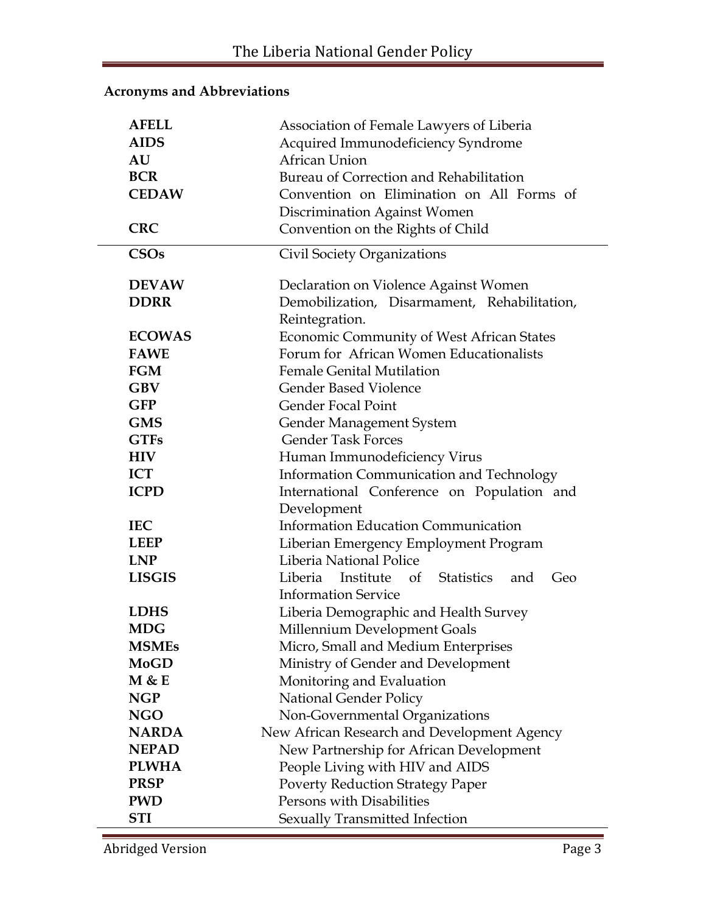**Acronyms and Abbreviations**

| | |
|---|---|
| **AFELL** | Association of Female Lawyers of Liberia |
| **AIDS** | Acquired Immunodeficiency Syndrome |
| **AU** | African Union |
| **BCR** | Bureau of Correction and Rehabilitation |
| **CEDAW** | Convention on Elimination on All Forms of Discrimination Against Women |
| **CRC** | Convention on the Rights of Child |
| **CSOs** | Civil Society Organizations |
| **DEVAW** | Declaration on Violence Against Women |
| **DDRR** | Demobilization, Disarmament, Rehabilitation, Reintegration. |
| **ECOWAS** | Economic Community of West African States |
| **FAWE** | Forum for African Women Educationalists |
| **FGM** | Female Genital Mutilation |
| **GBV** | Gender Based Violence |
| **GFP** | Gender Focal Point |
| **GMS** | Gender Management System |
| **GTFs** | Gender Task Forces |
| **HIV** | Human Immunodeficiency Virus |
| **ICT** | Information Communication and Technology |
| **ICPD** | International Conference on Population and Development |
| **IEC** | Information Education Communication |
| **LEEP** | Liberian Emergency Employment Program |
| **LNP** | Liberia National Police |
| **LISGIS** | Liberia Institute of Statistics and Geo Information Service |
| **LDHS** | Liberia Demographic and Health Survey |
| **MDG** | Millennium Development Goals |
| **MSMEs** | Micro, Small and Medium Enterprises |
| **MoGD** | Ministry of Gender and Development |
| **M & E** | Monitoring and Evaluation |
| **NGP** | National Gender Policy |
| **NGO** | Non-Governmental Organizations |
| **NARDA** | New African Research and Development Agency |
| **NEPAD** | New Partnership for African Development |
| **PLWHA** | People Living with HIV and AIDS |
| **PRSP** | Poverty Reduction Strategy Paper |
| **PWD** | Persons with Disabilities |
| **STI** | Sexually Transmitted Infection |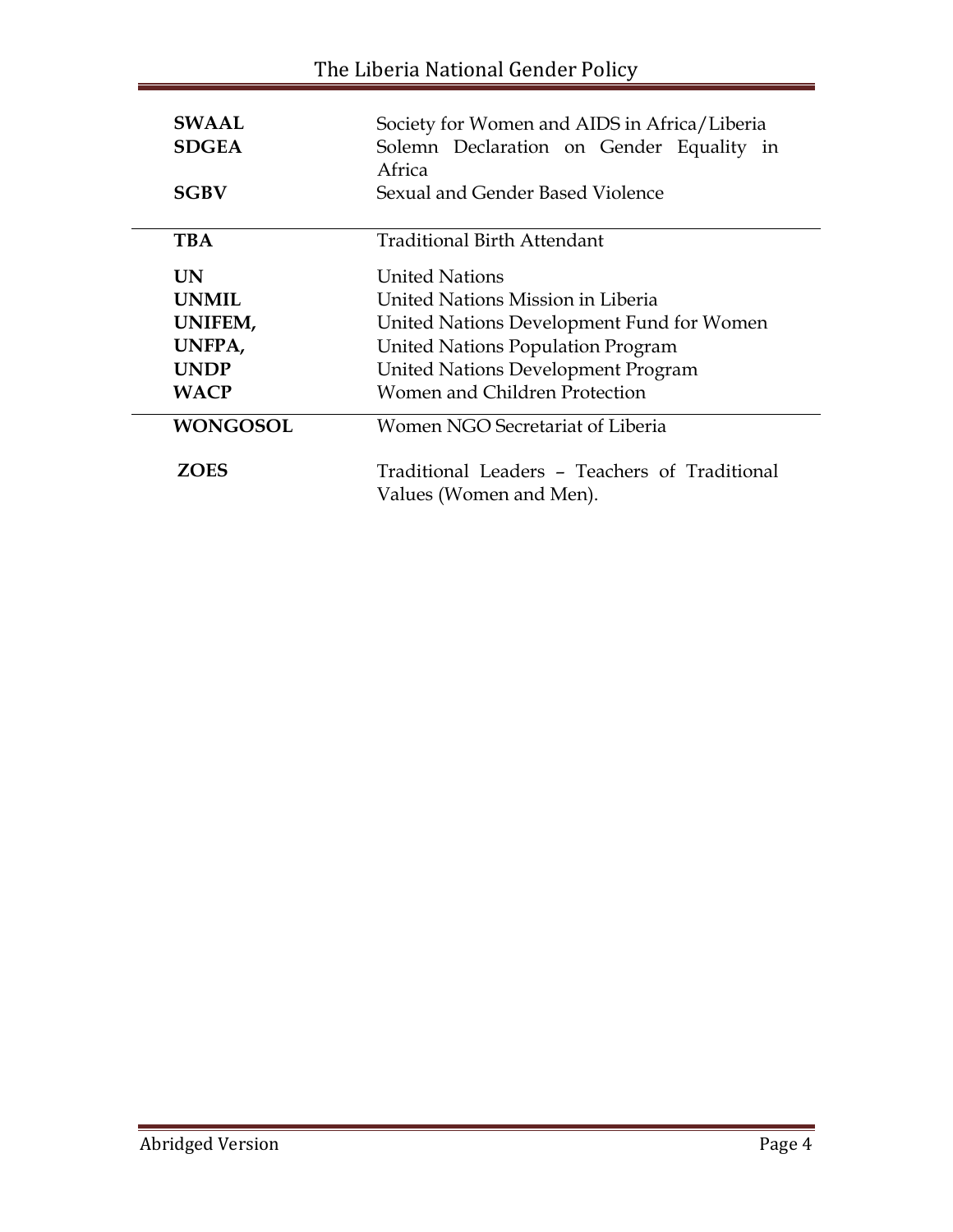| | |
|---|---|
| **SWAAL** | Society for Women and AIDS in Africa/Liberia |
| **SDGEA** | Solemn Declaration on Gender Equality in Africa |
| **SGBV** | Sexual and Gender Based Violence |
| **TBA** | Traditional Birth Attendant |
| **UN** | United Nations |
| **UNMIL** | United Nations Mission in Liberia |
| **UNIFEM,** | United Nations Development Fund for Women |
| **UNFPA,** | United Nations Population Program |
| **UNDP** | United Nations Development Program |
| **WACP** | Women and Children Protection |
| **WONGOSOL** | Women NGO Secretariat of Liberia |
| **ZOES** | Traditional Leaders – Teachers of Traditional Values (Women and Men). |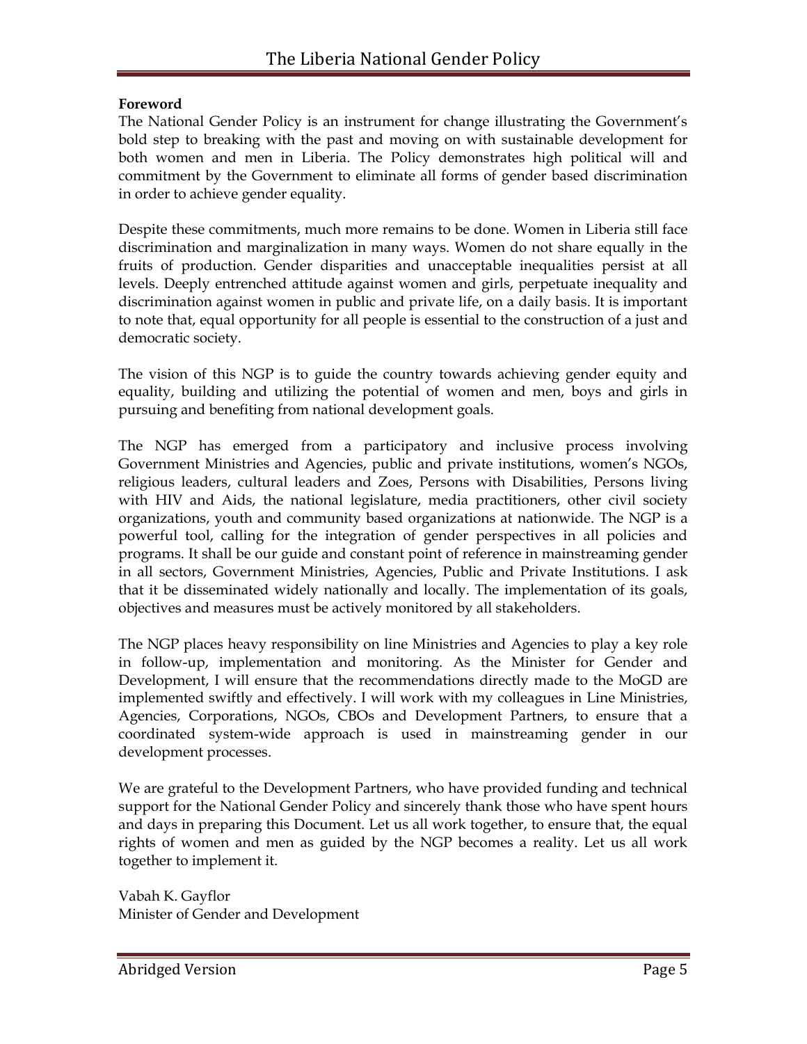**Foreword**

The National Gender Policy is an instrument for change illustrating the Government's bold step to breaking with the past and moving on with sustainable development for both women and men in Liberia. The Policy demonstrates high political will and commitment by the Government to eliminate all forms of gender based discrimination in order to achieve gender equality.

Despite these commitments, much more remains to be done. Women in Liberia still face discrimination and marginalization in many ways. Women do not share equally in the fruits of production. Gender disparities and unacceptable inequalities persist at all levels. Deeply entrenched attitude against women and girls, perpetuate inequality and discrimination against women in public and private life, on a daily basis. It is important to note that, equal opportunity for all people is essential to the construction of a just and democratic society.

The vision of this NGP is to guide the country towards achieving gender equity and equality, building and utilizing the potential of women and men, boys and girls in pursuing and benefiting from national development goals.

The NGP has emerged from a participatory and inclusive process involving Government Ministries and Agencies, public and private institutions, women's NGOs, religious leaders, cultural leaders and Zoes, Persons with Disabilities, Persons living with HIV and Aids, the national legislature, media practitioners, other civil society organizations, youth and community based organizations at nationwide. The NGP is a powerful tool, calling for the integration of gender perspectives in all policies and programs. It shall be our guide and constant point of reference in mainstreaming gender in all sectors, Government Ministries, Agencies, Public and Private Institutions. I ask that it be disseminated widely nationally and locally. The implementation of its goals, objectives and measures must be actively monitored by all stakeholders.

The NGP places heavy responsibility on line Ministries and Agencies to play a key role in follow-up, implementation and monitoring. As the Minister for Gender and Development, I will ensure that the recommendations directly made to the MoGD are implemented swiftly and effectively. I will work with my colleagues in Line Ministries, Agencies, Corporations, NGOs, CBOs and Development Partners, to ensure that a coordinated system-wide approach is used in mainstreaming gender in our development processes.

We are grateful to the Development Partners, who have provided funding and technical support for the National Gender Policy and sincerely thank those who have spent hours and days in preparing this Document. Let us all work together, to ensure that, the equal rights of women and men as guided by the NGP becomes a reality. Let us all work together to implement it.

Vabah K. Gayflor
Minister of Gender and Development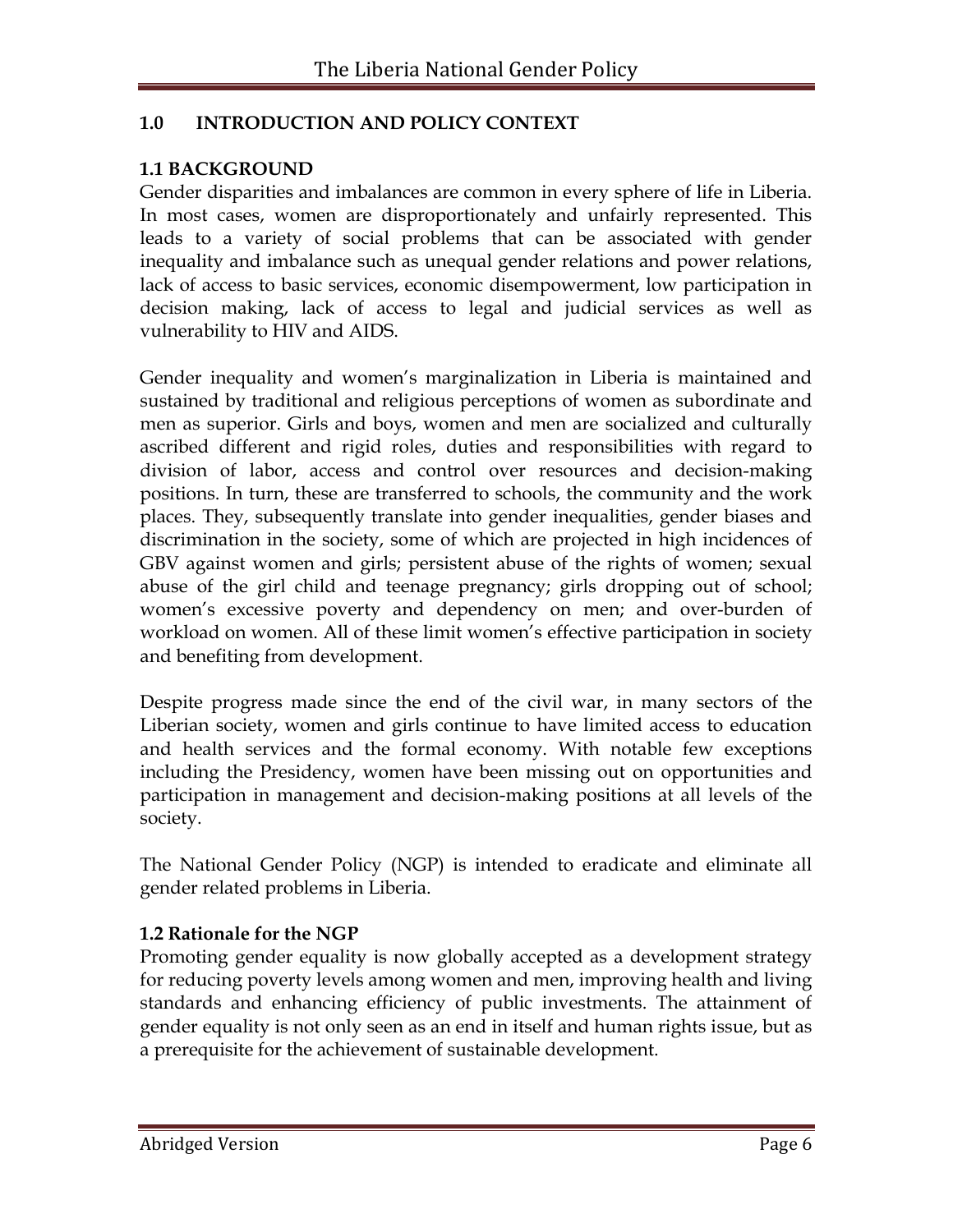## 1.0 INTRODUCTION AND POLICY CONTEXT

### 1.1 BACKGROUND

Gender disparities and imbalances are common in every sphere of life in Liberia. In most cases, women are disproportionately and unfairly represented. This leads to a variety of social problems that can be associated with gender inequality and imbalance such as unequal gender relations and power relations, lack of access to basic services, economic disempowerment, low participation in decision making, lack of access to legal and judicial services as well as vulnerability to HIV and AIDS.

Gender inequality and women's marginalization in Liberia is maintained and sustained by traditional and religious perceptions of women as subordinate and men as superior. Girls and boys, women and men are socialized and culturally ascribed different and rigid roles, duties and responsibilities with regard to division of labor, access and control over resources and decision-making positions. In turn, these are transferred to schools, the community and the work places. They, subsequently translate into gender inequalities, gender biases and discrimination in the society, some of which are projected in high incidences of GBV against women and girls; persistent abuse of the rights of women; sexual abuse of the girl child and teenage pregnancy; girls dropping out of school; women's excessive poverty and dependency on men; and over-burden of workload on women. All of these limit women's effective participation in society and benefiting from development.

Despite progress made since the end of the civil war, in many sectors of the Liberian society, women and girls continue to have limited access to education and health services and the formal economy. With notable few exceptions including the Presidency, women have been missing out on opportunities and participation in management and decision-making positions at all levels of the society.

The National Gender Policy (NGP) is intended to eradicate and eliminate all gender related problems in Liberia.

### 1.2 Rationale for the NGP

Promoting gender equality is now globally accepted as a development strategy for reducing poverty levels among women and men, improving health and living standards and enhancing efficiency of public investments. The attainment of gender equality is not only seen as an end in itself and human rights issue, but as a prerequisite for the achievement of sustainable development.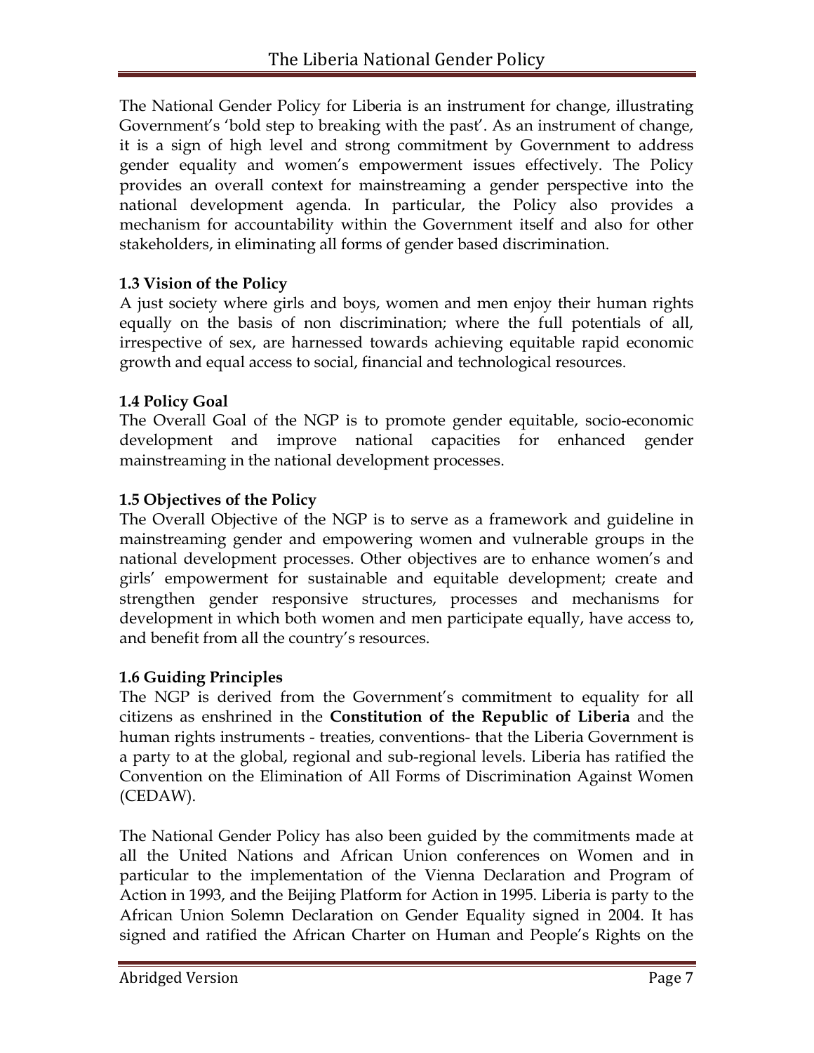The National Gender Policy for Liberia is an instrument for change, illustrating Government's 'bold step to breaking with the past'. As an instrument of change, it is a sign of high level and strong commitment by Government to address gender equality and women's empowerment issues effectively. The Policy provides an overall context for mainstreaming a gender perspective into the national development agenda. In particular, the Policy also provides a mechanism for accountability within the Government itself and also for other stakeholders, in eliminating all forms of gender based discrimination.

### 1.3 Vision of the Policy

A just society where girls and boys, women and men enjoy their human rights equally on the basis of non discrimination; where the full potentials of all, irrespective of sex, are harnessed towards achieving equitable rapid economic growth and equal access to social, financial and technological resources.

### 1.4 Policy Goal

The Overall Goal of the NGP is to promote gender equitable, socio-economic development and improve national capacities for enhanced gender mainstreaming in the national development processes.

### 1.5 Objectives of the Policy

The Overall Objective of the NGP is to serve as a framework and guideline in mainstreaming gender and empowering women and vulnerable groups in the national development processes. Other objectives are to enhance women's and girls' empowerment for sustainable and equitable development; create and strengthen gender responsive structures, processes and mechanisms for development in which both women and men participate equally, have access to, and benefit from all the country's resources.

### 1.6 Guiding Principles

The NGP is derived from the Government's commitment to equality for all citizens as enshrined in the **Constitution of the Republic of Liberia** and the human rights instruments - treaties, conventions- that the Liberia Government is a party to at the global, regional and sub-regional levels. Liberia has ratified the Convention on the Elimination of All Forms of Discrimination Against Women (CEDAW).

The National Gender Policy has also been guided by the commitments made at all the United Nations and African Union conferences on Women and in particular to the implementation of the Vienna Declaration and Program of Action in 1993, and the Beijing Platform for Action in 1995. Liberia is party to the African Union Solemn Declaration on Gender Equality signed in 2004. It has signed and ratified the African Charter on Human and People's Rights on the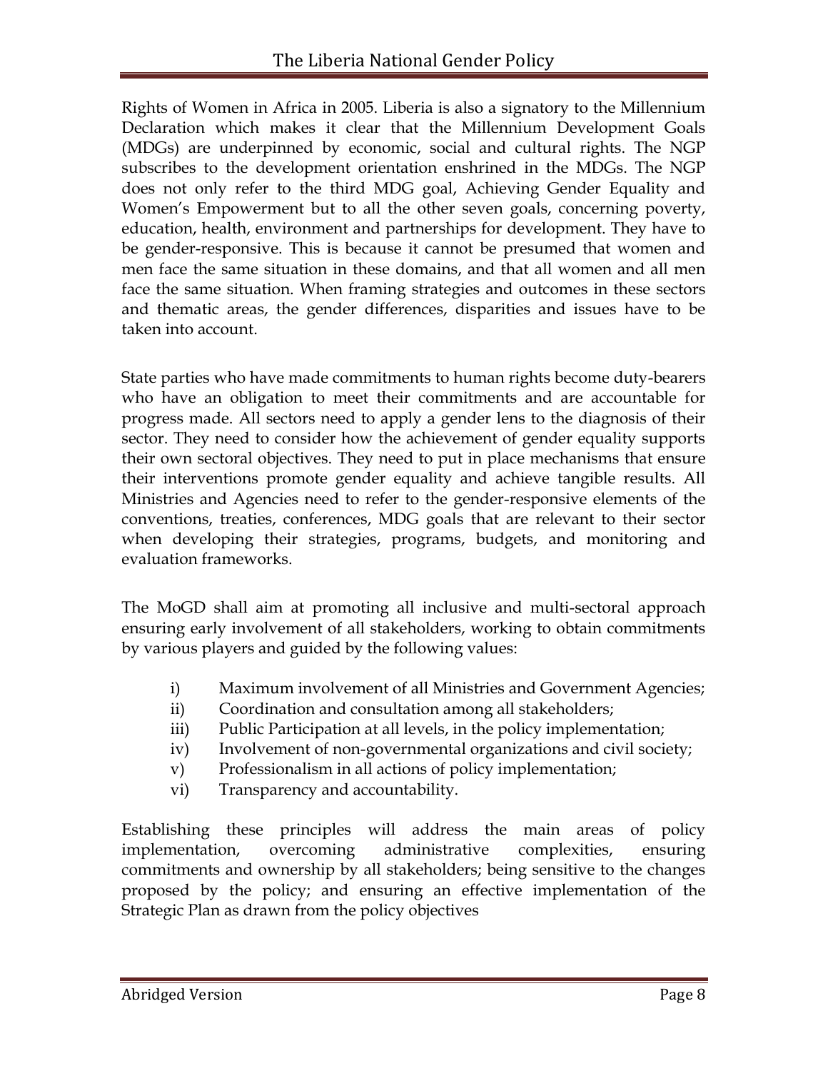Rights of Women in Africa in 2005. Liberia is also a signatory to the Millennium Declaration which makes it clear that the Millennium Development Goals (MDGs) are underpinned by economic, social and cultural rights. The NGP subscribes to the development orientation enshrined in the MDGs. The NGP does not only refer to the third MDG goal, Achieving Gender Equality and Women's Empowerment but to all the other seven goals, concerning poverty, education, health, environment and partnerships for development. They have to be gender-responsive. This is because it cannot be presumed that women and men face the same situation in these domains, and that all women and all men face the same situation. When framing strategies and outcomes in these sectors and thematic areas, the gender differences, disparities and issues have to be taken into account.

State parties who have made commitments to human rights become duty-bearers who have an obligation to meet their commitments and are accountable for progress made. All sectors need to apply a gender lens to the diagnosis of their sector. They need to consider how the achievement of gender equality supports their own sectoral objectives. They need to put in place mechanisms that ensure their interventions promote gender equality and achieve tangible results. All Ministries and Agencies need to refer to the gender-responsive elements of the conventions, treaties, conferences, MDG goals that are relevant to their sector when developing their strategies, programs, budgets, and monitoring and evaluation frameworks.

The MoGD shall aim at promoting all inclusive and multi-sectoral approach ensuring early involvement of all stakeholders, working to obtain commitments by various players and guided by the following values:

- i) Maximum involvement of all Ministries and Government Agencies;
- ii) Coordination and consultation among all stakeholders;
- iii) Public Participation at all levels, in the policy implementation;
- iv) Involvement of non-governmental organizations and civil society;
- v) Professionalism in all actions of policy implementation;
- vi) Transparency and accountability.

Establishing these principles will address the main areas of policy implementation, overcoming administrative complexities, ensuring commitments and ownership by all stakeholders; being sensitive to the changes proposed by the policy; and ensuring an effective implementation of the Strategic Plan as drawn from the policy objectives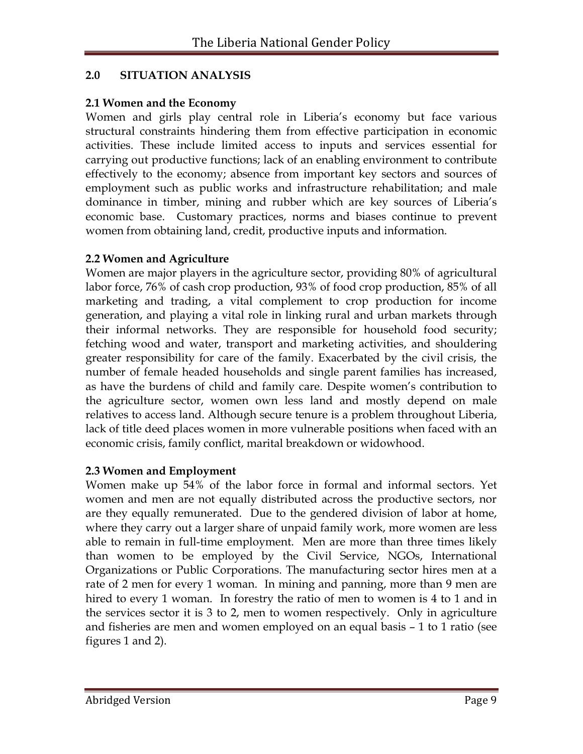## 2.0 SITUATION ANALYSIS

### 2.1 Women and the Economy

Women and girls play central role in Liberia's economy but face various structural constraints hindering them from effective participation in economic activities. These include limited access to inputs and services essential for carrying out productive functions; lack of an enabling environment to contribute effectively to the economy; absence from important key sectors and sources of employment such as public works and infrastructure rehabilitation; and male dominance in timber, mining and rubber which are key sources of Liberia's economic base. Customary practices, norms and biases continue to prevent women from obtaining land, credit, productive inputs and information.

### 2.2 Women and Agriculture

Women are major players in the agriculture sector, providing 80% of agricultural labor force, 76% of cash crop production, 93% of food crop production, 85% of all marketing and trading, a vital complement to crop production for income generation, and playing a vital role in linking rural and urban markets through their informal networks. They are responsible for household food security; fetching wood and water, transport and marketing activities, and shouldering greater responsibility for care of the family. Exacerbated by the civil crisis, the number of female headed households and single parent families has increased, as have the burdens of child and family care. Despite women's contribution to the agriculture sector, women own less land and mostly depend on male relatives to access land. Although secure tenure is a problem throughout Liberia, lack of title deed places women in more vulnerable positions when faced with an economic crisis, family conflict, marital breakdown or widowhood.

### 2.3 Women and Employment

Women make up 54% of the labor force in formal and informal sectors. Yet women and men are not equally distributed across the productive sectors, nor are they equally remunerated. Due to the gendered division of labor at home, where they carry out a larger share of unpaid family work, more women are less able to remain in full-time employment. Men are more than three times likely than women to be employed by the Civil Service, NGOs, International Organizations or Public Corporations. The manufacturing sector hires men at a rate of 2 men for every 1 woman. In mining and panning, more than 9 men are hired to every 1 woman. In forestry the ratio of men to women is 4 to 1 and in the services sector it is 3 to 2, men to women respectively. Only in agriculture and fisheries are men and women employed on an equal basis – 1 to 1 ratio (see figures 1 and 2).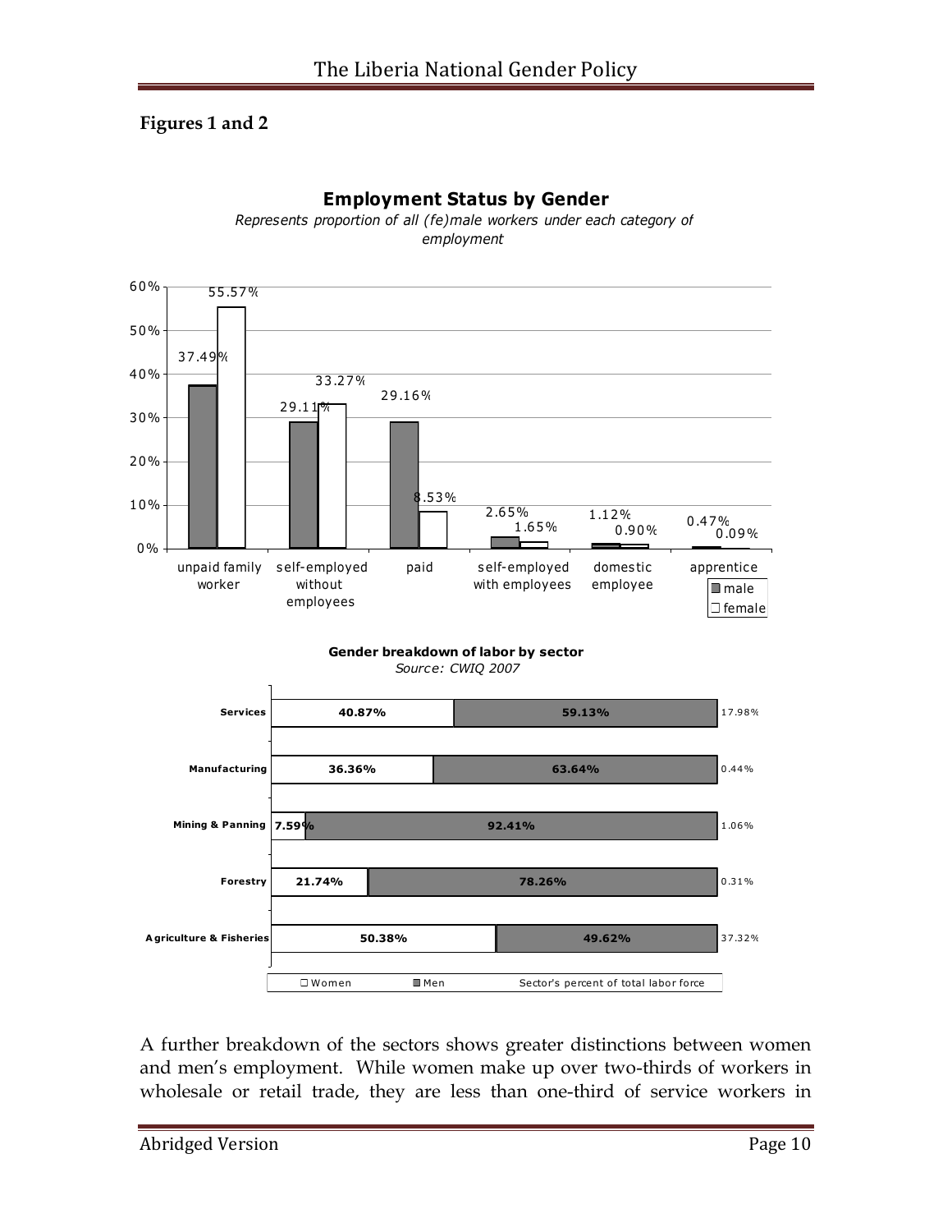**Figures 1 and 2**

**Employment Status by Gender**

*Represents proportion of all (fe)male workers under each category of employment*

| Category | male | female |
|---|---|---|
| unpaid family worker | 37.49% | 55.57% |
| self-employed without employees | 29.11% | 33.27% |
| paid | 29.16% | 8.53% |
| self-employed with employees | 2.65% | 1.65% |
| domestic employee | 1.12% | 0.90% |
| apprentice | 0.47% | 0.09% |

**Gender breakdown of labor by sector**

*Source: CWIQ 2007*

| Sector | Women | Men | Sector's percent of total labor force |
|---|---|---|---|
| Services | 40.87% | 59.13% | 17.98% |
| Manufacturing | 36.36% | 63.64% | 0.44% |
| Mining & Panning | 7.59% | 92.41% | 1.06% |
| Forestry | 21.74% | 78.26% | 0.31% |
| Agriculture & Fisheries | 50.38% | 49.62% | 37.32% |

A further breakdown of the sectors shows greater distinctions between women and men's employment. While women make up over two-thirds of workers in wholesale or retail trade, they are less than one-third of service workers in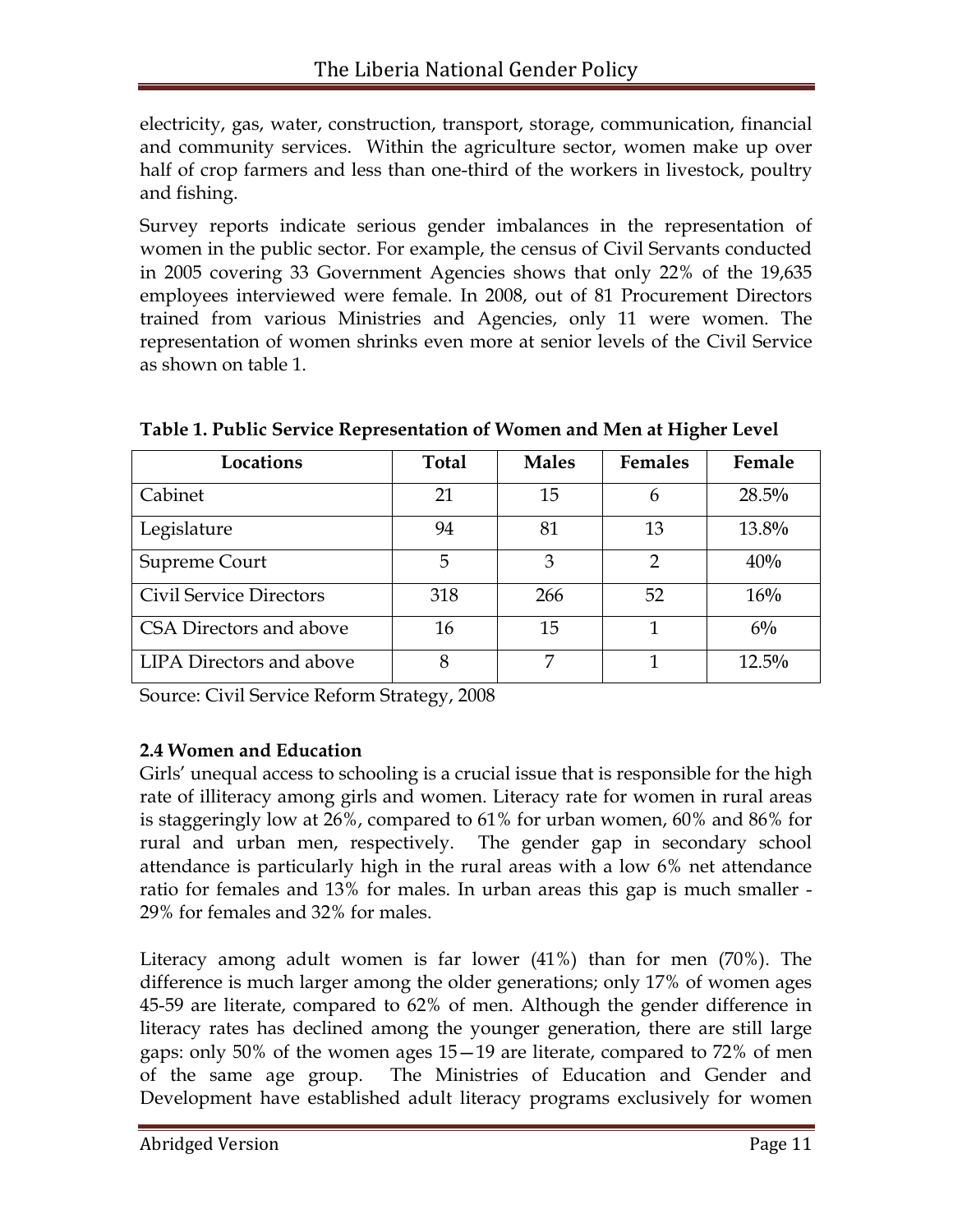electricity, gas, water, construction, transport, storage, communication, financial and community services. Within the agriculture sector, women make up over half of crop farmers and less than one-third of the workers in livestock, poultry and fishing.

Survey reports indicate serious gender imbalances in the representation of women in the public sector. For example, the census of Civil Servants conducted in 2005 covering 33 Government Agencies shows that only 22% of the 19,635 employees interviewed were female. In 2008, out of 81 Procurement Directors trained from various Ministries and Agencies, only 11 were women. The representation of women shrinks even more at senior levels of the Civil Service as shown on table 1.

**Table 1. Public Service Representation of Women and Men at Higher Level**

| Locations | Total | Males | Females | Female |
|---|---|---|---|---|
| Cabinet | 21 | 15 | 6 | 28.5% |
| Legislature | 94 | 81 | 13 | 13.8% |
| Supreme Court | 5 | 3 | 2 | 40% |
| Civil Service Directors | 318 | 266 | 52 | 16% |
| CSA Directors and above | 16 | 15 | 1 | 6% |
| LIPA Directors and above | 8 | 7 | 1 | 12.5% |

Source: Civil Service Reform Strategy, 2008

### 2.4 Women and Education

Girls' unequal access to schooling is a crucial issue that is responsible for the high rate of illiteracy among girls and women. Literacy rate for women in rural areas is staggeringly low at 26%, compared to 61% for urban women, 60% and 86% for rural and urban men, respectively. The gender gap in secondary school attendance is particularly high in the rural areas with a low 6% net attendance ratio for females and 13% for males. In urban areas this gap is much smaller - 29% for females and 32% for males.

Literacy among adult women is far lower (41%) than for men (70%). The difference is much larger among the older generations; only 17% of women ages 45-59 are literate, compared to 62% of men. Although the gender difference in literacy rates has declined among the younger generation, there are still large gaps: only 50% of the women ages 15—19 are literate, compared to 72% of men of the same age group. The Ministries of Education and Gender and Development have established adult literacy programs exclusively for women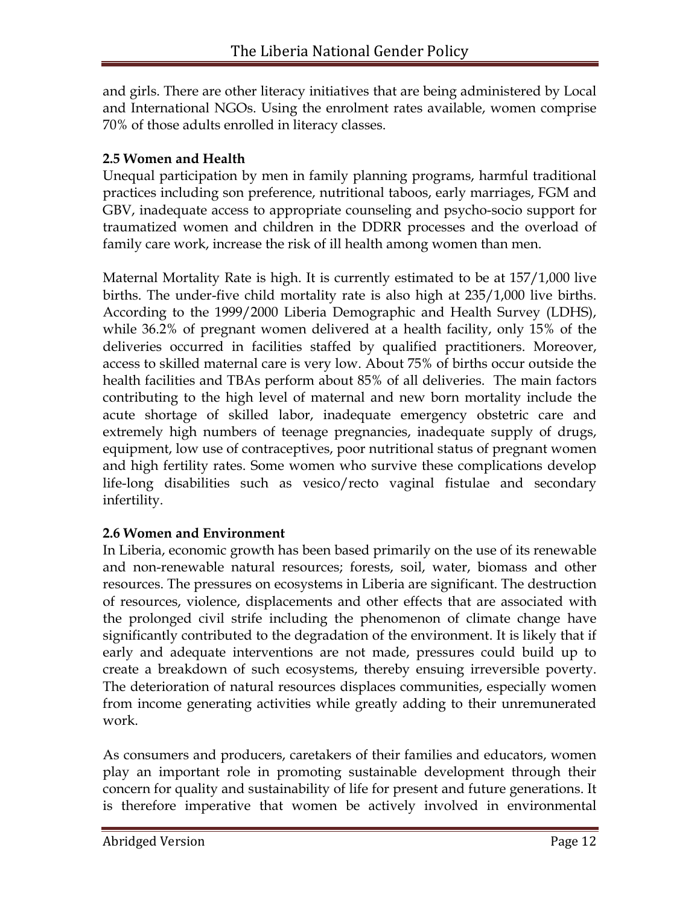and girls. There are other literacy initiatives that are being administered by Local and International NGOs. Using the enrolment rates available, women comprise 70% of those adults enrolled in literacy classes.

### 2.5 Women and Health

Unequal participation by men in family planning programs, harmful traditional practices including son preference, nutritional taboos, early marriages, FGM and GBV, inadequate access to appropriate counseling and psycho-socio support for traumatized women and children in the DDRR processes and the overload of family care work, increase the risk of ill health among women than men.

Maternal Mortality Rate is high. It is currently estimated to be at 157/1,000 live births. The under-five child mortality rate is also high at 235/1,000 live births. According to the 1999/2000 Liberia Demographic and Health Survey (LDHS), while 36.2% of pregnant women delivered at a health facility, only 15% of the deliveries occurred in facilities staffed by qualified practitioners. Moreover, access to skilled maternal care is very low. About 75% of births occur outside the health facilities and TBAs perform about 85% of all deliveries. The main factors contributing to the high level of maternal and new born mortality include the acute shortage of skilled labor, inadequate emergency obstetric care and extremely high numbers of teenage pregnancies, inadequate supply of drugs, equipment, low use of contraceptives, poor nutritional status of pregnant women and high fertility rates. Some women who survive these complications develop life-long disabilities such as vesico/recto vaginal fistulae and secondary infertility.

### 2.6 Women and Environment

In Liberia, economic growth has been based primarily on the use of its renewable and non-renewable natural resources; forests, soil, water, biomass and other resources. The pressures on ecosystems in Liberia are significant. The destruction of resources, violence, displacements and other effects that are associated with the prolonged civil strife including the phenomenon of climate change have significantly contributed to the degradation of the environment. It is likely that if early and adequate interventions are not made, pressures could build up to create a breakdown of such ecosystems, thereby ensuing irreversible poverty. The deterioration of natural resources displaces communities, especially women from income generating activities while greatly adding to their unremunerated work.

As consumers and producers, caretakers of their families and educators, women play an important role in promoting sustainable development through their concern for quality and sustainability of life for present and future generations. It is therefore imperative that women be actively involved in environmental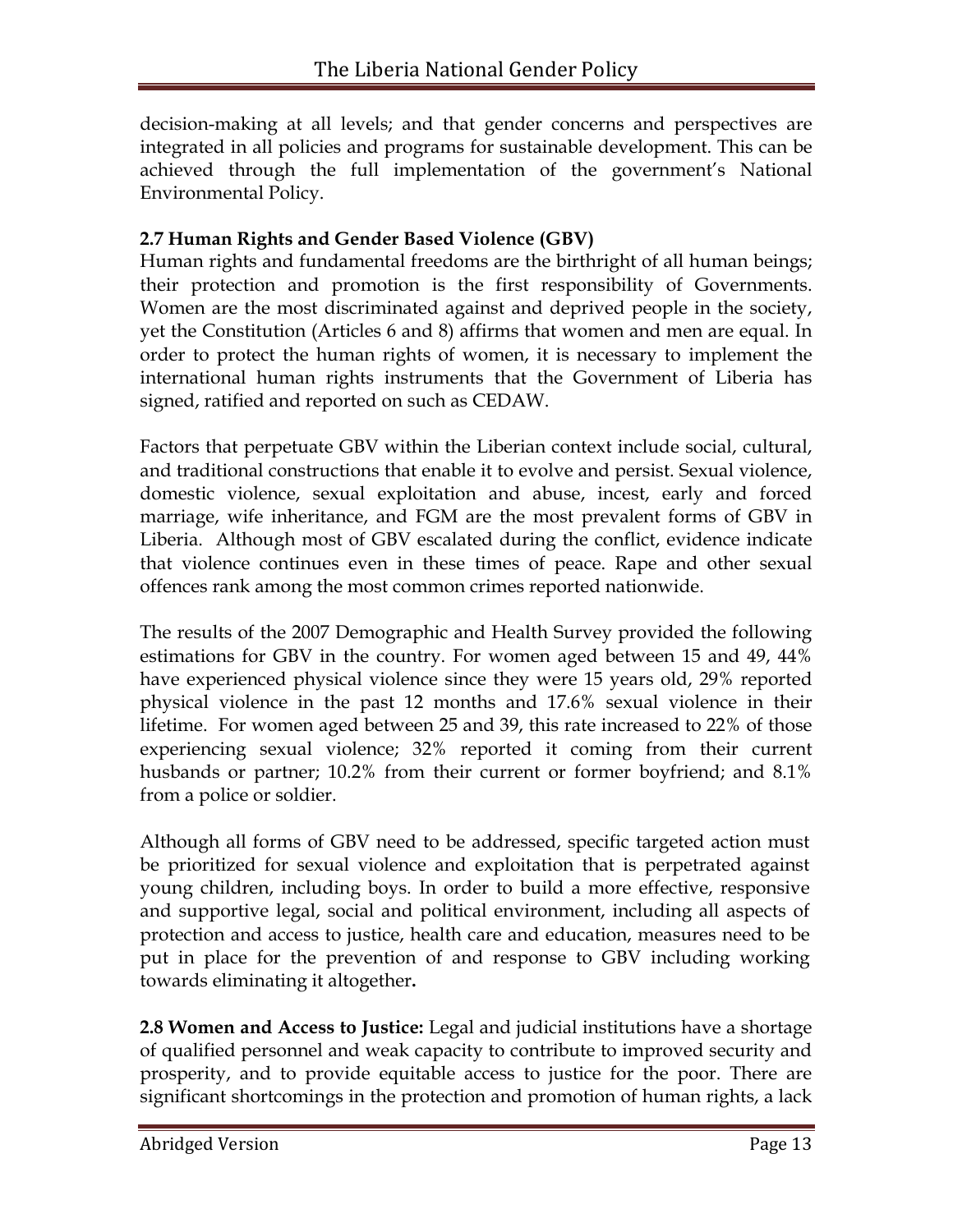decision-making at all levels; and that gender concerns and perspectives are integrated in all policies and programs for sustainable development. This can be achieved through the full implementation of the government's National Environmental Policy.

### 2.7 Human Rights and Gender Based Violence (GBV)

Human rights and fundamental freedoms are the birthright of all human beings; their protection and promotion is the first responsibility of Governments. Women are the most discriminated against and deprived people in the society, yet the Constitution (Articles 6 and 8) affirms that women and men are equal. In order to protect the human rights of women, it is necessary to implement the international human rights instruments that the Government of Liberia has signed, ratified and reported on such as CEDAW.

Factors that perpetuate GBV within the Liberian context include social, cultural, and traditional constructions that enable it to evolve and persist. Sexual violence, domestic violence, sexual exploitation and abuse, incest, early and forced marriage, wife inheritance, and FGM are the most prevalent forms of GBV in Liberia. Although most of GBV escalated during the conflict, evidence indicate that violence continues even in these times of peace. Rape and other sexual offences rank among the most common crimes reported nationwide.

The results of the 2007 Demographic and Health Survey provided the following estimations for GBV in the country. For women aged between 15 and 49, 44% have experienced physical violence since they were 15 years old, 29% reported physical violence in the past 12 months and 17.6% sexual violence in their lifetime. For women aged between 25 and 39, this rate increased to 22% of those experiencing sexual violence; 32% reported it coming from their current husbands or partner; 10.2% from their current or former boyfriend; and 8.1% from a police or soldier.

Although all forms of GBV need to be addressed, specific targeted action must be prioritized for sexual violence and exploitation that is perpetrated against young children, including boys. In order to build a more effective, responsive and supportive legal, social and political environment, including all aspects of protection and access to justice, health care and education, measures need to be put in place for the prevention of and response to GBV including working towards eliminating it altogether.

**2.8 Women and Access to Justice:** Legal and judicial institutions have a shortage of qualified personnel and weak capacity to contribute to improved security and prosperity, and to provide equitable access to justice for the poor. There are significant shortcomings in the protection and promotion of human rights, a lack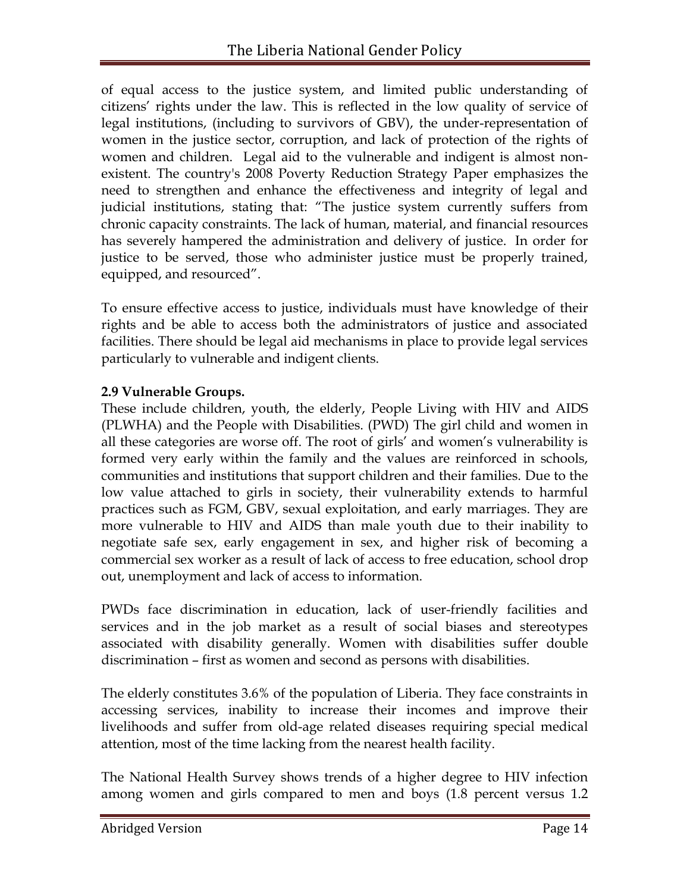of equal access to the justice system, and limited public understanding of citizens' rights under the law. This is reflected in the low quality of service of legal institutions, (including to survivors of GBV), the under-representation of women in the justice sector, corruption, and lack of protection of the rights of women and children. Legal aid to the vulnerable and indigent is almost non-existent. The country's 2008 Poverty Reduction Strategy Paper emphasizes the need to strengthen and enhance the effectiveness and integrity of legal and judicial institutions, stating that: "The justice system currently suffers from chronic capacity constraints. The lack of human, material, and financial resources has severely hampered the administration and delivery of justice. In order for justice to be served, those who administer justice must be properly trained, equipped, and resourced".

To ensure effective access to justice, individuals must have knowledge of their rights and be able to access both the administrators of justice and associated facilities. There should be legal aid mechanisms in place to provide legal services particularly to vulnerable and indigent clients.

**2.9 Vulnerable Groups.**

These include children, youth, the elderly, People Living with HIV and AIDS (PLWHA) and the People with Disabilities. (PWD) The girl child and women in all these categories are worse off. The root of girls' and women's vulnerability is formed very early within the family and the values are reinforced in schools, communities and institutions that support children and their families. Due to the low value attached to girls in society, their vulnerability extends to harmful practices such as FGM, GBV, sexual exploitation, and early marriages. They are more vulnerable to HIV and AIDS than male youth due to their inability to negotiate safe sex, early engagement in sex, and higher risk of becoming a commercial sex worker as a result of lack of access to free education, school drop out, unemployment and lack of access to information.

PWDs face discrimination in education, lack of user-friendly facilities and services and in the job market as a result of social biases and stereotypes associated with disability generally. Women with disabilities suffer double discrimination – first as women and second as persons with disabilities.

The elderly constitutes 3.6% of the population of Liberia. They face constraints in accessing services, inability to increase their incomes and improve their livelihoods and suffer from old-age related diseases requiring special medical attention, most of the time lacking from the nearest health facility.

The National Health Survey shows trends of a higher degree to HIV infection among women and girls compared to men and boys (1.8 percent versus 1.2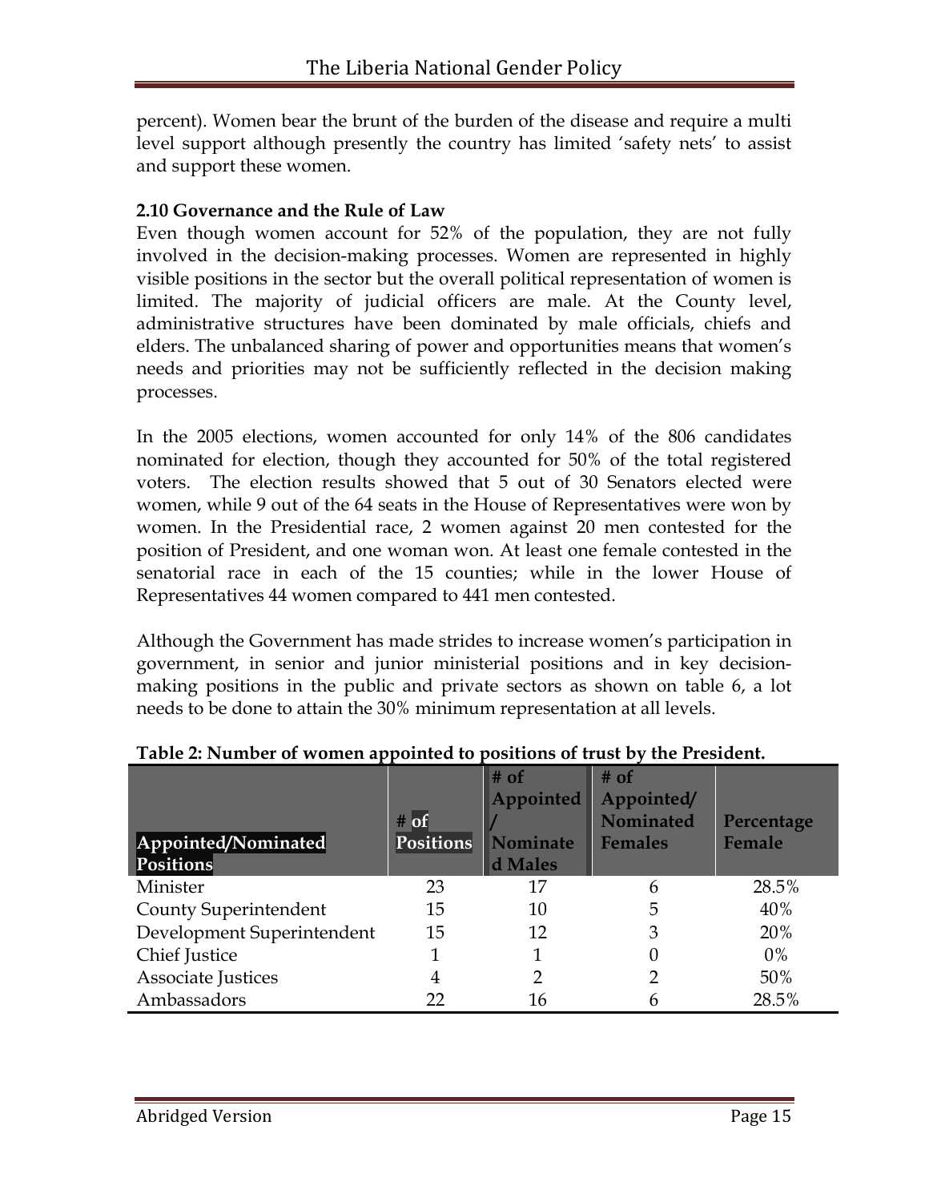percent). Women bear the brunt of the burden of the disease and require a multi level support although presently the country has limited 'safety nets' to assist and support these women.

**2.10 Governance and the Rule of Law**

Even though women account for 52% of the population, they are not fully involved in the decision-making processes. Women are represented in highly visible positions in the sector but the overall political representation of women is limited. The majority of judicial officers are male. At the County level, administrative structures have been dominated by male officials, chiefs and elders. The unbalanced sharing of power and opportunities means that women's needs and priorities may not be sufficiently reflected in the decision making processes.

In the 2005 elections, women accounted for only 14% of the 806 candidates nominated for election, though they accounted for 50% of the total registered voters. The election results showed that 5 out of 30 Senators elected were women, while 9 out of the 64 seats in the House of Representatives were won by women. In the Presidential race, 2 women against 20 men contested for the position of President, and one woman won. At least one female contested in the senatorial race in each of the 15 counties; while in the lower House of Representatives 44 women compared to 441 men contested.

Although the Government has made strides to increase women's participation in government, in senior and junior ministerial positions and in key decision-making positions in the public and private sectors as shown on table 6, a lot needs to be done to attain the 30% minimum representation at all levels.

**Table 2: Number of women appointed to positions of trust by the President.**

| Appointed/Nominated Positions | # of Positions | # of Appointed / Nominated Males | # of Appointed/ Nominated Females | Percentage Female |
|---|---|---|---|---|
| Minister | 23 | 17 | 6 | 28.5% |
| County Superintendent | 15 | 10 | 5 | 40% |
| Development Superintendent | 15 | 12 | 3 | 20% |
| Chief Justice | 1 | 1 | 0 | 0% |
| Associate Justices | 4 | 2 | 2 | 50% |
| Ambassadors | 22 | 16 | 6 | 28.5% |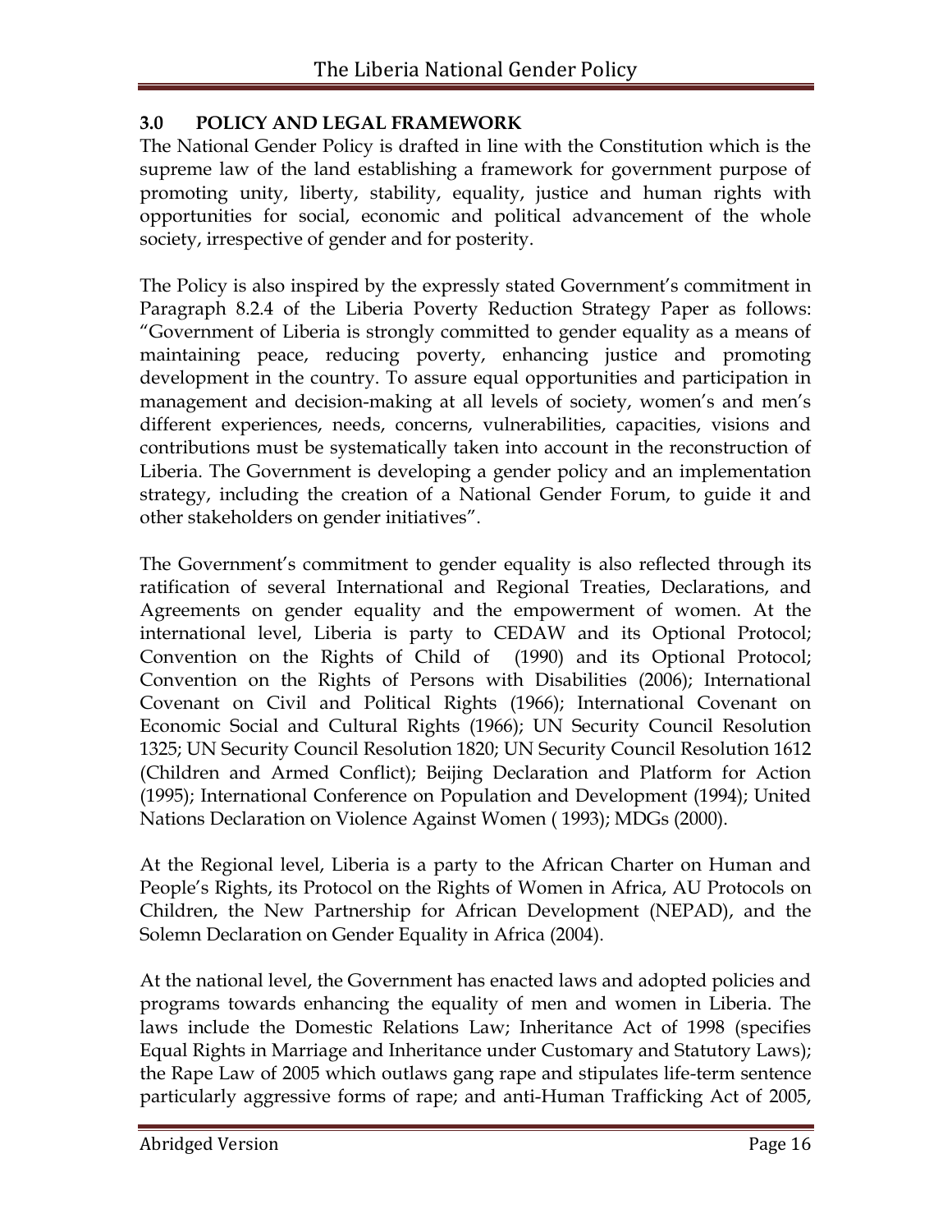## 3.0 POLICY AND LEGAL FRAMEWORK

The National Gender Policy is drafted in line with the Constitution which is the supreme law of the land establishing a framework for government purpose of promoting unity, liberty, stability, equality, justice and human rights with opportunities for social, economic and political advancement of the whole society, irrespective of gender and for posterity.

The Policy is also inspired by the expressly stated Government's commitment in Paragraph 8.2.4 of the Liberia Poverty Reduction Strategy Paper as follows: "Government of Liberia is strongly committed to gender equality as a means of maintaining peace, reducing poverty, enhancing justice and promoting development in the country. To assure equal opportunities and participation in management and decision-making at all levels of society, women's and men's different experiences, needs, concerns, vulnerabilities, capacities, visions and contributions must be systematically taken into account in the reconstruction of Liberia. The Government is developing a gender policy and an implementation strategy, including the creation of a National Gender Forum, to guide it and other stakeholders on gender initiatives".

The Government's commitment to gender equality is also reflected through its ratification of several International and Regional Treaties, Declarations, and Agreements on gender equality and the empowerment of women. At the international level, Liberia is party to CEDAW and its Optional Protocol; Convention on the Rights of Child of (1990) and its Optional Protocol; Convention on the Rights of Persons with Disabilities (2006); International Covenant on Civil and Political Rights (1966); International Covenant on Economic Social and Cultural Rights (1966); UN Security Council Resolution 1325; UN Security Council Resolution 1820; UN Security Council Resolution 1612 (Children and Armed Conflict); Beijing Declaration and Platform for Action (1995); International Conference on Population and Development (1994); United Nations Declaration on Violence Against Women ( 1993); MDGs (2000).

At the Regional level, Liberia is a party to the African Charter on Human and People's Rights, its Protocol on the Rights of Women in Africa, AU Protocols on Children, the New Partnership for African Development (NEPAD), and the Solemn Declaration on Gender Equality in Africa (2004).

At the national level, the Government has enacted laws and adopted policies and programs towards enhancing the equality of men and women in Liberia. The laws include the Domestic Relations Law; Inheritance Act of 1998 (specifies Equal Rights in Marriage and Inheritance under Customary and Statutory Laws); the Rape Law of 2005 which outlaws gang rape and stipulates life-term sentence particularly aggressive forms of rape; and anti-Human Trafficking Act of 2005,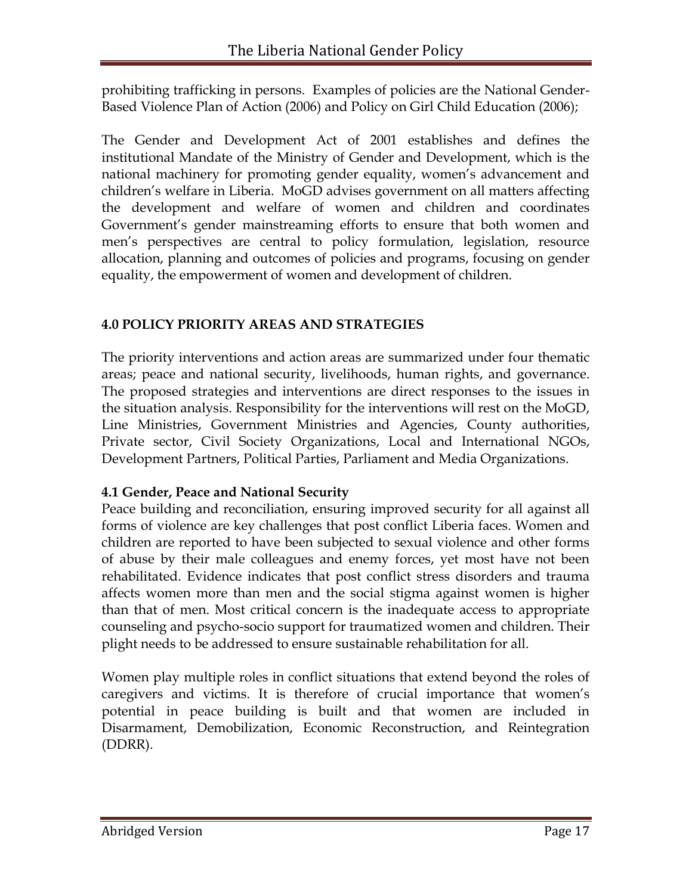prohibiting trafficking in persons. Examples of policies are the National Gender-Based Violence Plan of Action (2006) and Policy on Girl Child Education (2006);

The Gender and Development Act of 2001 establishes and defines the institutional Mandate of the Ministry of Gender and Development, which is the national machinery for promoting gender equality, women's advancement and children's welfare in Liberia. MoGD advises government on all matters affecting the development and welfare of women and children and coordinates Government's gender mainstreaming efforts to ensure that both women and men's perspectives are central to policy formulation, legislation, resource allocation, planning and outcomes of policies and programs, focusing on gender equality, the empowerment of women and development of children.

## 4.0 POLICY PRIORITY AREAS AND STRATEGIES

The priority interventions and action areas are summarized under four thematic areas; peace and national security, livelihoods, human rights, and governance. The proposed strategies and interventions are direct responses to the issues in the situation analysis. Responsibility for the interventions will rest on the MoGD, Line Ministries, Government Ministries and Agencies, County authorities, Private sector, Civil Society Organizations, Local and International NGOs, Development Partners, Political Parties, Parliament and Media Organizations.

### 4.1 Gender, Peace and National Security

Peace building and reconciliation, ensuring improved security for all against all forms of violence are key challenges that post conflict Liberia faces. Women and children are reported to have been subjected to sexual violence and other forms of abuse by their male colleagues and enemy forces, yet most have not been rehabilitated. Evidence indicates that post conflict stress disorders and trauma affects women more than men and the social stigma against women is higher than that of men. Most critical concern is the inadequate access to appropriate counseling and psycho-socio support for traumatized women and children. Their plight needs to be addressed to ensure sustainable rehabilitation for all.

Women play multiple roles in conflict situations that extend beyond the roles of caregivers and victims. It is therefore of crucial importance that women's potential in peace building is built and that women are included in Disarmament, Demobilization, Economic Reconstruction, and Reintegration (DDRR).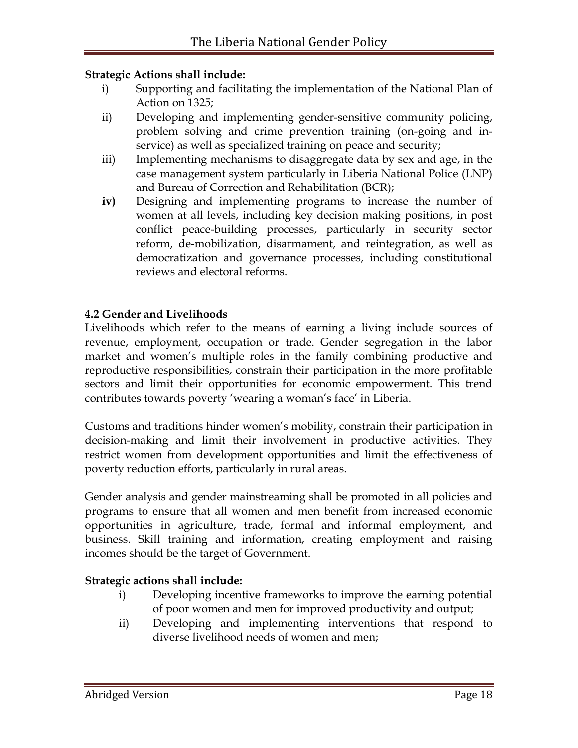**Strategic Actions shall include:**

i) Supporting and facilitating the implementation of the National Plan of Action on 1325;

ii) Developing and implementing gender-sensitive community policing, problem solving and crime prevention training (on-going and in-service) as well as specialized training on peace and security;

iii) Implementing mechanisms to disaggregate data by sex and age, in the case management system particularly in Liberia National Police (LNP) and Bureau of Correction and Rehabilitation (BCR);

**iv)** Designing and implementing programs to increase the number of women at all levels, including key decision making positions, in post conflict peace-building processes, particularly in security sector reform, de-mobilization, disarmament, and reintegration, as well as democratization and governance processes, including constitutional reviews and electoral reforms.

### 4.2 Gender and Livelihoods

Livelihoods which refer to the means of earning a living include sources of revenue, employment, occupation or trade. Gender segregation in the labor market and women's multiple roles in the family combining productive and reproductive responsibilities, constrain their participation in the more profitable sectors and limit their opportunities for economic empowerment. This trend contributes towards poverty 'wearing a woman's face' in Liberia.

Customs and traditions hinder women's mobility, constrain their participation in decision-making and limit their involvement in productive activities. They restrict women from development opportunities and limit the effectiveness of poverty reduction efforts, particularly in rural areas.

Gender analysis and gender mainstreaming shall be promoted in all policies and programs to ensure that all women and men benefit from increased economic opportunities in agriculture, trade, formal and informal employment, and business. Skill training and information, creating employment and raising incomes should be the target of Government.

**Strategic actions shall include:**

i) Developing incentive frameworks to improve the earning potential of poor women and men for improved productivity and output;

ii) Developing and implementing interventions that respond to diverse livelihood needs of women and men;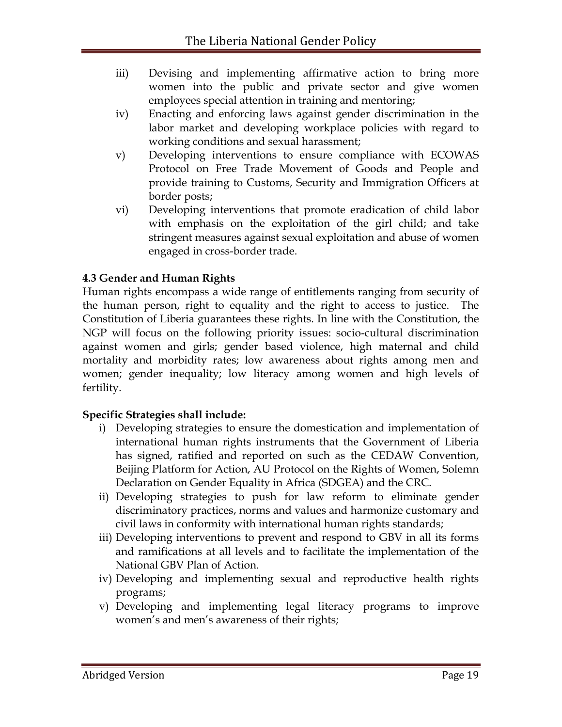iii) Devising and implementing affirmative action to bring more women into the public and private sector and give women employees special attention in training and mentoring;

iv) Enacting and enforcing laws against gender discrimination in the labor market and developing workplace policies with regard to working conditions and sexual harassment;

v) Developing interventions to ensure compliance with ECOWAS Protocol on Free Trade Movement of Goods and People and provide training to Customs, Security and Immigration Officers at border posts;

vi) Developing interventions that promote eradication of child labor with emphasis on the exploitation of the girl child; and take stringent measures against sexual exploitation and abuse of women engaged in cross-border trade.

### 4.3 Gender and Human Rights

Human rights encompass a wide range of entitlements ranging from security of the human person, right to equality and the right to access to justice. The Constitution of Liberia guarantees these rights. In line with the Constitution, the NGP will focus on the following priority issues: socio-cultural discrimination against women and girls; gender based violence, high maternal and child mortality and morbidity rates; low awareness about rights among men and women; gender inequality; low literacy among women and high levels of fertility.

**Specific Strategies shall include:**

i) Developing strategies to ensure the domestication and implementation of international human rights instruments that the Government of Liberia has signed, ratified and reported on such as the CEDAW Convention, Beijing Platform for Action, AU Protocol on the Rights of Women, Solemn Declaration on Gender Equality in Africa (SDGEA) and the CRC.

ii) Developing strategies to push for law reform to eliminate gender discriminatory practices, norms and values and harmonize customary and civil laws in conformity with international human rights standards;

iii) Developing interventions to prevent and respond to GBV in all its forms and ramifications at all levels and to facilitate the implementation of the National GBV Plan of Action.

iv) Developing and implementing sexual and reproductive health rights programs;

v) Developing and implementing legal literacy programs to improve women's and men's awareness of their rights;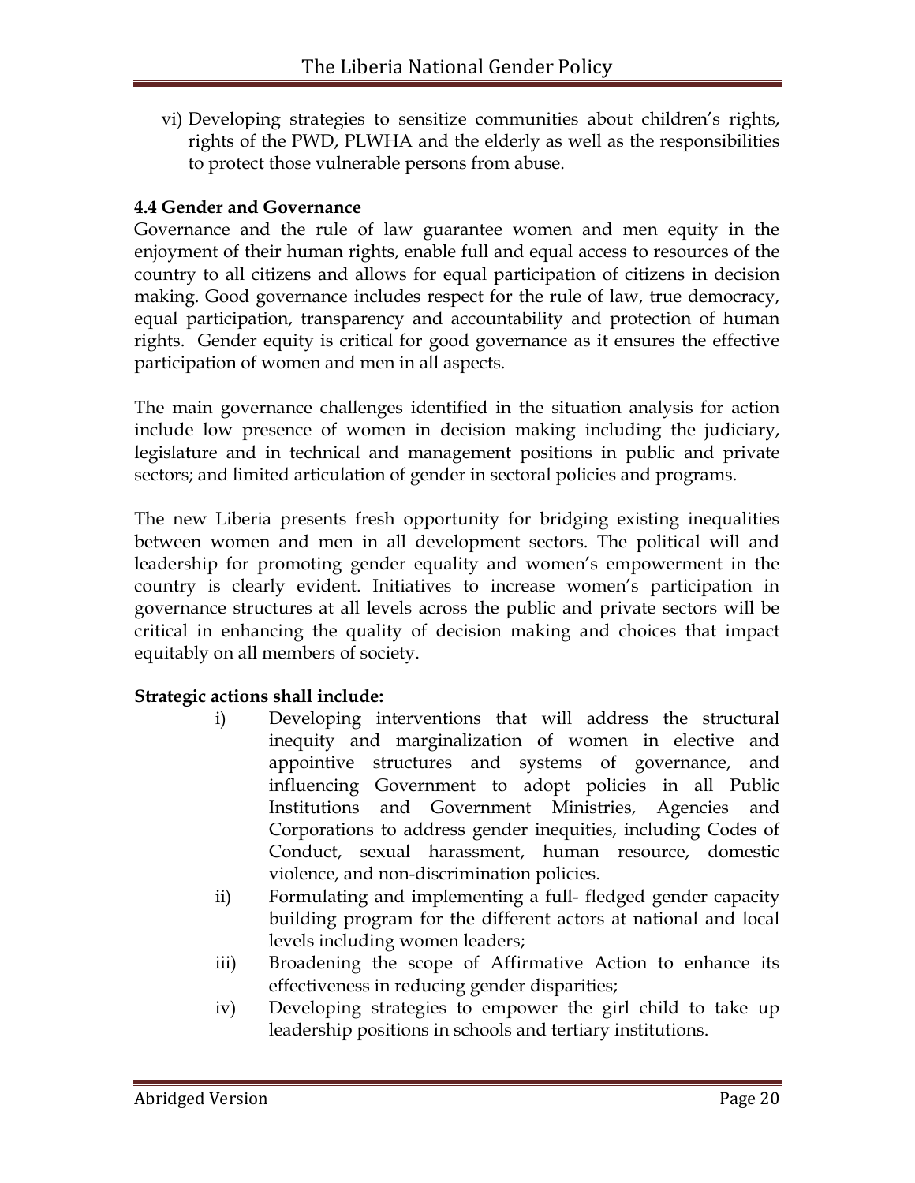vi) Developing strategies to sensitize communities about children's rights, rights of the PWD, PLWHA and the elderly as well as the responsibilities to protect those vulnerable persons from abuse.

### 4.4 Gender and Governance

Governance and the rule of law guarantee women and men equity in the enjoyment of their human rights, enable full and equal access to resources of the country to all citizens and allows for equal participation of citizens in decision making. Good governance includes respect for the rule of law, true democracy, equal participation, transparency and accountability and protection of human rights. Gender equity is critical for good governance as it ensures the effective participation of women and men in all aspects.

The main governance challenges identified in the situation analysis for action include low presence of women in decision making including the judiciary, legislature and in technical and management positions in public and private sectors; and limited articulation of gender in sectoral policies and programs.

The new Liberia presents fresh opportunity for bridging existing inequalities between women and men in all development sectors. The political will and leadership for promoting gender equality and women's empowerment in the country is clearly evident. Initiatives to increase women's participation in governance structures at all levels across the public and private sectors will be critical in enhancing the quality of decision making and choices that impact equitably on all members of society.

**Strategic actions shall include:**

i) Developing interventions that will address the structural inequity and marginalization of women in elective and appointive structures and systems of governance, and influencing Government to adopt policies in all Public Institutions and Government Ministries, Agencies and Corporations to address gender inequities, including Codes of Conduct, sexual harassment, human resource, domestic violence, and non-discrimination policies.

ii) Formulating and implementing a full- fledged gender capacity building program for the different actors at national and local levels including women leaders;

iii) Broadening the scope of Affirmative Action to enhance its effectiveness in reducing gender disparities;

iv) Developing strategies to empower the girl child to take up leadership positions in schools and tertiary institutions.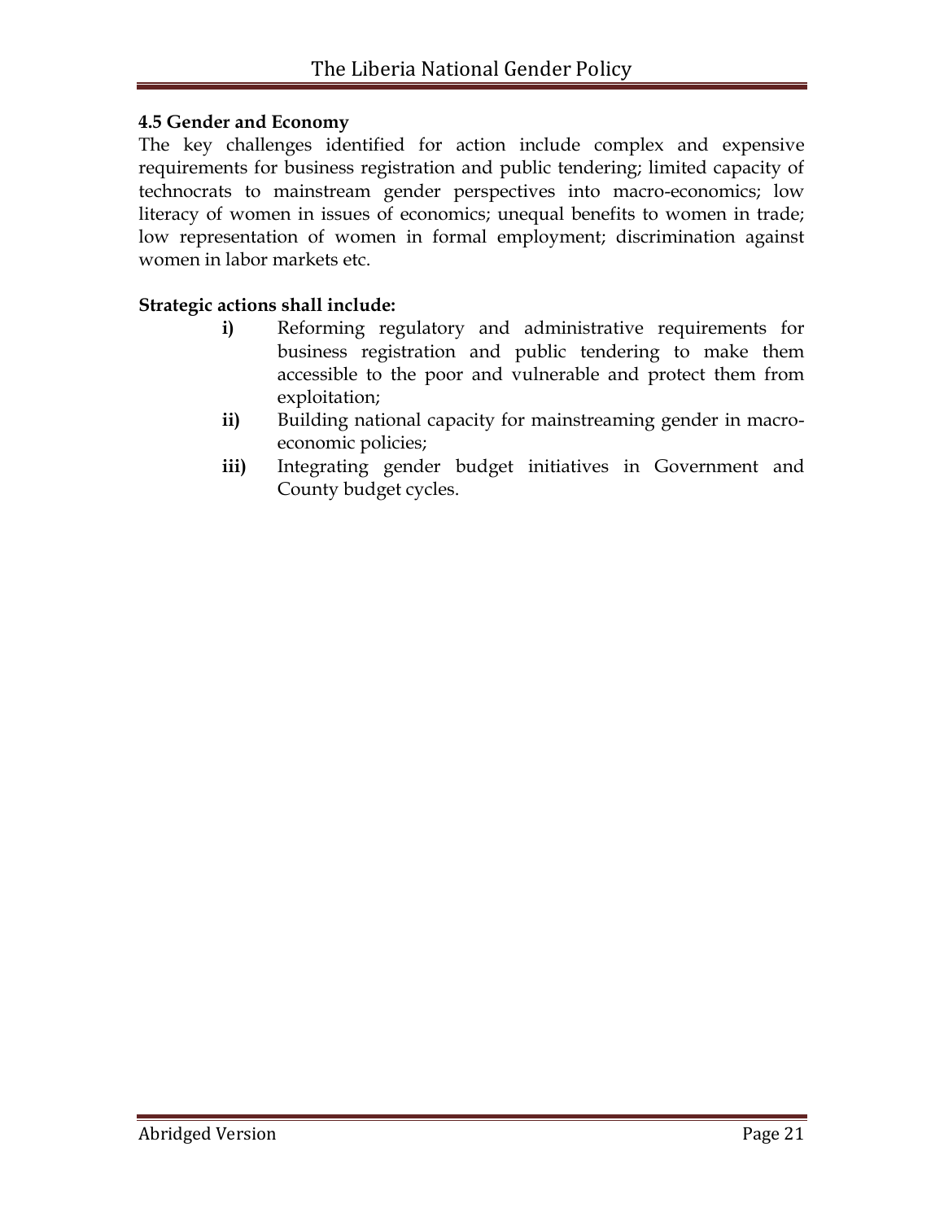### 4.5 Gender and Economy

The key challenges identified for action include complex and expensive requirements for business registration and public tendering; limited capacity of technocrats to mainstream gender perspectives into macro-economics; low literacy of women in issues of economics; unequal benefits to women in trade; low representation of women in formal employment; discrimination against women in labor markets etc.

**Strategic actions shall include:**

- **i)** Reforming regulatory and administrative requirements for business registration and public tendering to make them accessible to the poor and vulnerable and protect them from exploitation;
- **ii)** Building national capacity for mainstreaming gender in macro-economic policies;
- **iii)** Integrating gender budget initiatives in Government and County budget cycles.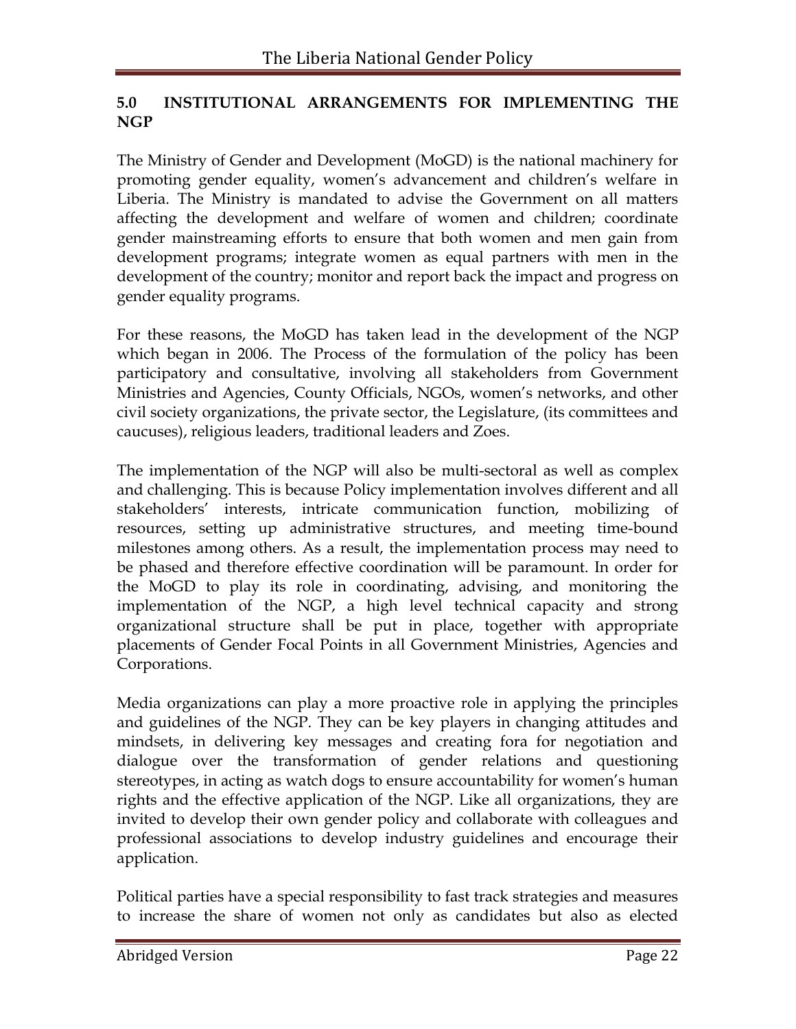## 5.0 INSTITUTIONAL ARRANGEMENTS FOR IMPLEMENTING THE NGP

The Ministry of Gender and Development (MoGD) is the national machinery for promoting gender equality, women's advancement and children's welfare in Liberia. The Ministry is mandated to advise the Government on all matters affecting the development and welfare of women and children; coordinate gender mainstreaming efforts to ensure that both women and men gain from development programs; integrate women as equal partners with men in the development of the country; monitor and report back the impact and progress on gender equality programs.

For these reasons, the MoGD has taken lead in the development of the NGP which began in 2006. The Process of the formulation of the policy has been participatory and consultative, involving all stakeholders from Government Ministries and Agencies, County Officials, NGOs, women's networks, and other civil society organizations, the private sector, the Legislature, (its committees and caucuses), religious leaders, traditional leaders and Zoes.

The implementation of the NGP will also be multi-sectoral as well as complex and challenging. This is because Policy implementation involves different and all stakeholders' interests, intricate communication function, mobilizing of resources, setting up administrative structures, and meeting time-bound milestones among others. As a result, the implementation process may need to be phased and therefore effective coordination will be paramount. In order for the MoGD to play its role in coordinating, advising, and monitoring the implementation of the NGP, a high level technical capacity and strong organizational structure shall be put in place, together with appropriate placements of Gender Focal Points in all Government Ministries, Agencies and Corporations.

Media organizations can play a more proactive role in applying the principles and guidelines of the NGP. They can be key players in changing attitudes and mindsets, in delivering key messages and creating fora for negotiation and dialogue over the transformation of gender relations and questioning stereotypes, in acting as watch dogs to ensure accountability for women's human rights and the effective application of the NGP. Like all organizations, they are invited to develop their own gender policy and collaborate with colleagues and professional associations to develop industry guidelines and encourage their application.

Political parties have a special responsibility to fast track strategies and measures to increase the share of women not only as candidates but also as elected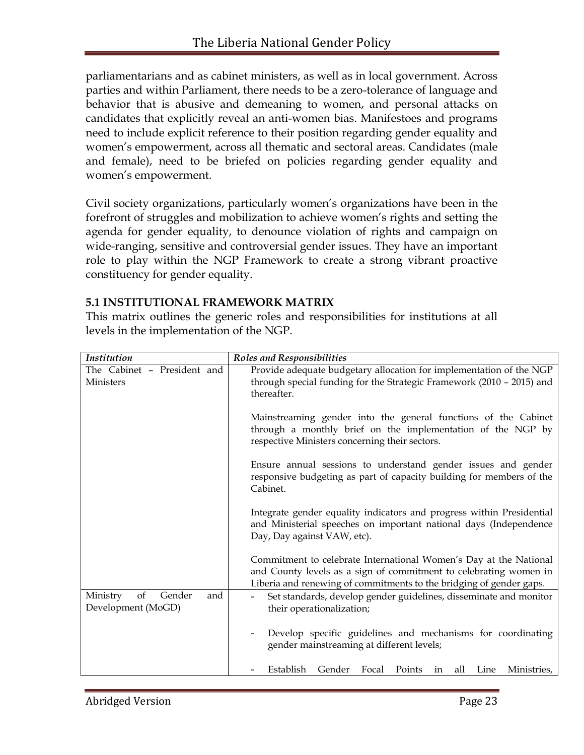parliamentarians and as cabinet ministers, as well as in local government. Across parties and within Parliament, there needs to be a zero-tolerance of language and behavior that is abusive and demeaning to women, and personal attacks on candidates that explicitly reveal an anti-women bias. Manifestoes and programs need to include explicit reference to their position regarding gender equality and women's empowerment, across all thematic and sectoral areas. Candidates (male and female), need to be briefed on policies regarding gender equality and women's empowerment.

Civil society organizations, particularly women's organizations have been in the forefront of struggles and mobilization to achieve women's rights and setting the agenda for gender equality, to denounce violation of rights and campaign on wide-ranging, sensitive and controversial gender issues. They have an important role to play within the NGP Framework to create a strong vibrant proactive constituency for gender equality.

## 5.1 INSTITUTIONAL FRAMEWORK MATRIX

This matrix outlines the generic roles and responsibilities for institutions at all levels in the implementation of the NGP.

| *Institution* | *Roles and Responsibilities* |
|---|---|
| The Cabinet – President and Ministers | Provide adequate budgetary allocation for implementation of the NGP through special funding for the Strategic Framework (2010 – 2015) and thereafter.<br><br>Mainstreaming gender into the general functions of the Cabinet through a monthly brief on the implementation of the NGP by respective Ministers concerning their sectors.<br><br>Ensure annual sessions to understand gender issues and gender responsive budgeting as part of capacity building for members of the Cabinet.<br><br>Integrate gender equality indicators and progress within Presidential and Ministerial speeches on important national days (Independence Day, Day against VAW, etc).<br><br>Commitment to celebrate International Women's Day at the National and County levels as a sign of commitment to celebrating women in Liberia and renewing of commitments to the bridging of gender gaps. |
| Ministry of Gender and Development (MoGD) | - Set standards, develop gender guidelines, disseminate and monitor their operationalization;<br><br>- Develop specific guidelines and mechanisms for coordinating gender mainstreaming at different levels;<br><br>- Establish Gender Focal Points in all Line Ministries, |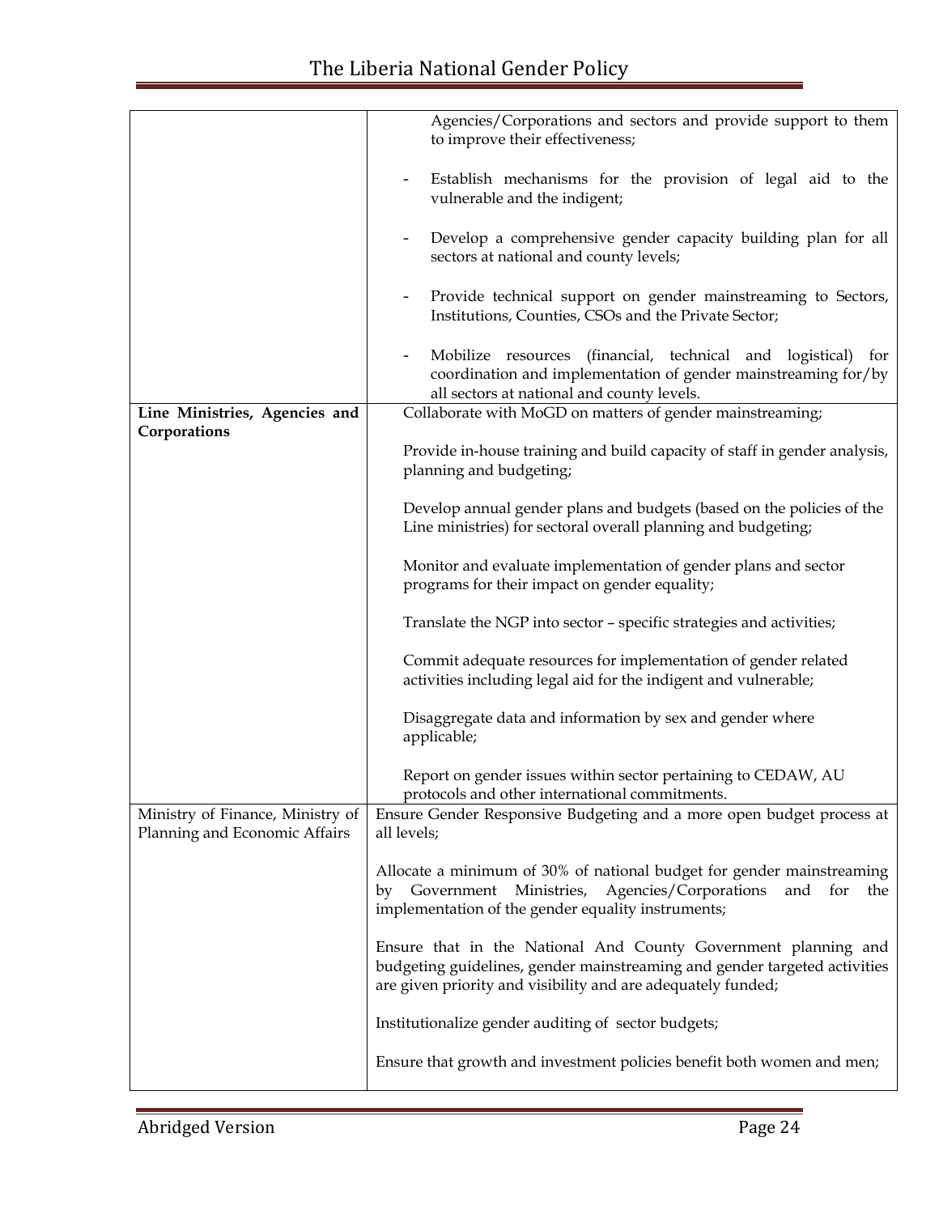| | |
|---|---|
| | Agencies/Corporations and sectors and provide support to them to improve their effectiveness;<br><br>- Establish mechanisms for the provision of legal aid to the vulnerable and the indigent;<br><br>- Develop a comprehensive gender capacity building plan for all sectors at national and county levels;<br><br>- Provide technical support on gender mainstreaming to Sectors, Institutions, Counties, CSOs and the Private Sector;<br><br>- Mobilize resources (financial, technical and logistical) for coordination and implementation of gender mainstreaming for/by all sectors at national and county levels. |
| **Line Ministries, Agencies and Corporations** | Collaborate with MoGD on matters of gender mainstreaming;<br><br>Provide in-house training and build capacity of staff in gender analysis, planning and budgeting;<br><br>Develop annual gender plans and budgets (based on the policies of the Line ministries) for sectoral overall planning and budgeting;<br><br>Monitor and evaluate implementation of gender plans and sector programs for their impact on gender equality;<br><br>Translate the NGP into sector – specific strategies and activities;<br><br>Commit adequate resources for implementation of gender related activities including legal aid for the indigent and vulnerable;<br><br>Disaggregate data and information by sex and gender where applicable;<br><br>Report on gender issues within sector pertaining to CEDAW, AU protocols and other international commitments. |
| Ministry of Finance, Ministry of Planning and Economic Affairs | Ensure Gender Responsive Budgeting and a more open budget process at all levels;<br><br>Allocate a minimum of 30% of national budget for gender mainstreaming by Government Ministries, Agencies/Corporations and for the implementation of the gender equality instruments;<br><br>Ensure that in the National And County Government planning and budgeting guidelines, gender mainstreaming and gender targeted activities are given priority and visibility and are adequately funded;<br><br>Institutionalize gender auditing of sector budgets;<br><br>Ensure that growth and investment policies benefit both women and men; |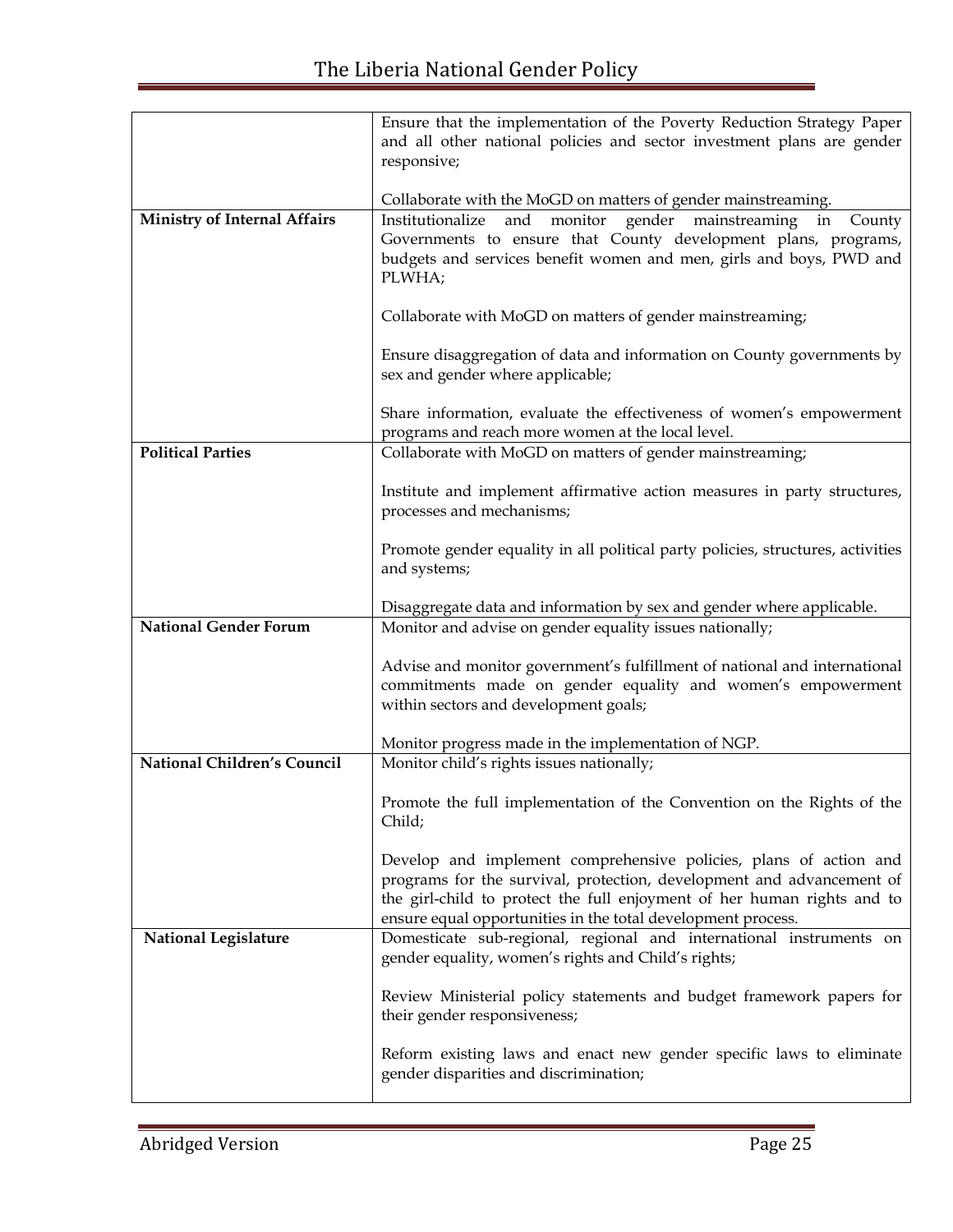| | |
|---|---|
| | Ensure that the implementation of the Poverty Reduction Strategy Paper and all other national policies and sector investment plans are gender responsive;<br><br>Collaborate with the MoGD on matters of gender mainstreaming. |
| **Ministry of Internal Affairs** | Institutionalize and monitor gender mainstreaming in County Governments to ensure that County development plans, programs, budgets and services benefit women and men, girls and boys, PWD and PLWHA;<br><br>Collaborate with MoGD on matters of gender mainstreaming;<br><br>Ensure disaggregation of data and information on County governments by sex and gender where applicable;<br><br>Share information, evaluate the effectiveness of women's empowerment programs and reach more women at the local level. |
| **Political Parties** | Collaborate with MoGD on matters of gender mainstreaming;<br><br>Institute and implement affirmative action measures in party structures, processes and mechanisms;<br><br>Promote gender equality in all political party policies, structures, activities and systems;<br><br>Disaggregate data and information by sex and gender where applicable. |
| **National Gender Forum** | Monitor and advise on gender equality issues nationally;<br><br>Advise and monitor government's fulfillment of national and international commitments made on gender equality and women's empowerment within sectors and development goals;<br><br>Monitor progress made in the implementation of NGP. |
| **National Children's Council** | Monitor child's rights issues nationally;<br><br>Promote the full implementation of the Convention on the Rights of the Child;<br><br>Develop and implement comprehensive policies, plans of action and programs for the survival, protection, development and advancement of the girl-child to protect the full enjoyment of her human rights and to ensure equal opportunities in the total development process. |
| **National Legislature** | Domesticate sub-regional, regional and international instruments on gender equality, women's rights and Child's rights;<br><br>Review Ministerial policy statements and budget framework papers for their gender responsiveness;<br><br>Reform existing laws and enact new gender specific laws to eliminate gender disparities and discrimination; |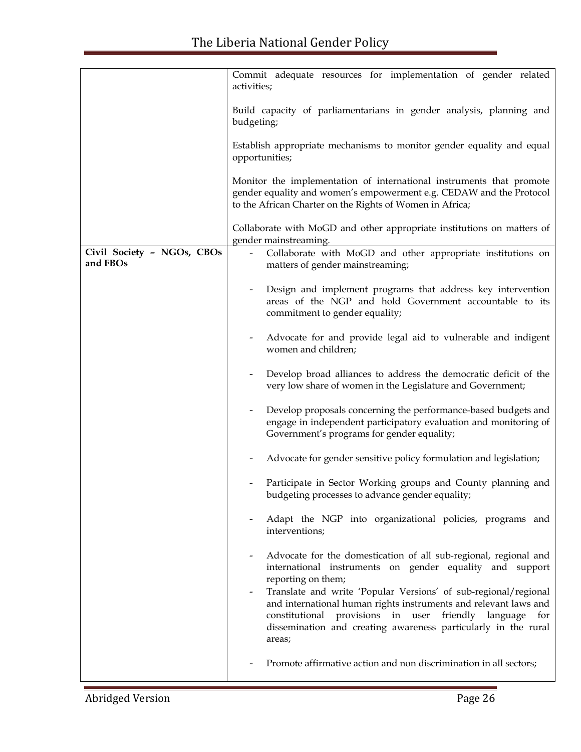| | |
|---|---|
| | Commit adequate resources for implementation of gender related activities;<br><br>Build capacity of parliamentarians in gender analysis, planning and budgeting;<br><br>Establish appropriate mechanisms to monitor gender equality and equal opportunities;<br><br>Monitor the implementation of international instruments that promote gender equality and women's empowerment e.g. CEDAW and the Protocol to the African Charter on the Rights of Women in Africa;<br><br>Collaborate with MoGD and other appropriate institutions on matters of gender mainstreaming. |
| **Civil Society – NGOs, CBOs and FBOs** | - Collaborate with MoGD and other appropriate institutions on matters of gender mainstreaming;<br><br>- Design and implement programs that address key intervention areas of the NGP and hold Government accountable to its commitment to gender equality;<br><br>- Advocate for and provide legal aid to vulnerable and indigent women and children;<br><br>- Develop broad alliances to address the democratic deficit of the very low share of women in the Legislature and Government;<br><br>- Develop proposals concerning the performance-based budgets and engage in independent participatory evaluation and monitoring of Government's programs for gender equality;<br><br>- Advocate for gender sensitive policy formulation and legislation;<br><br>- Participate in Sector Working groups and County planning and budgeting processes to advance gender equality;<br><br>- Adapt the NGP into organizational policies, programs and interventions;<br><br>- Advocate for the domestication of all sub-regional, regional and international instruments on gender equality and support reporting on them;<br>- Translate and write 'Popular Versions' of sub-regional/regional and international human rights instruments and relevant laws and constitutional provisions in user friendly language for dissemination and creating awareness particularly in the rural areas;<br><br>- Promote affirmative action and non discrimination in all sectors; |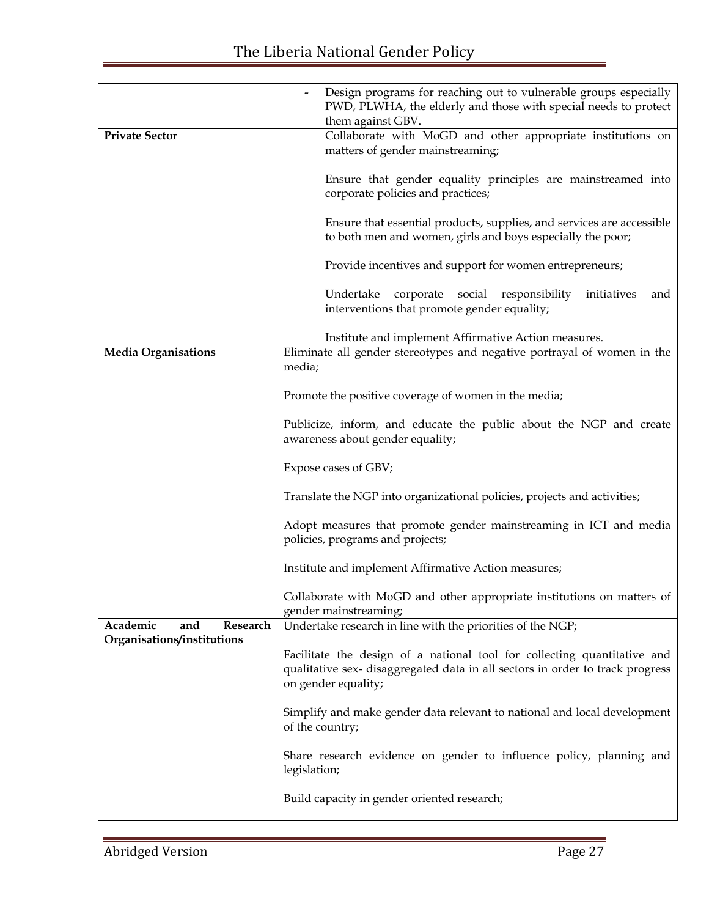| | |
|---|---|
| | - Design programs for reaching out to vulnerable groups especially PWD, PLWHA, the elderly and those with special needs to protect them against GBV. |
| **Private Sector** | Collaborate with MoGD and other appropriate institutions on matters of gender mainstreaming;<br><br>Ensure that gender equality principles are mainstreamed into corporate policies and practices;<br><br>Ensure that essential products, supplies, and services are accessible to both men and women, girls and boys especially the poor;<br><br>Provide incentives and support for women entrepreneurs;<br><br>Undertake corporate social responsibility initiatives and interventions that promote gender equality;<br><br>Institute and implement Affirmative Action measures. |
| **Media Organisations** | Eliminate all gender stereotypes and negative portrayal of women in the media;<br><br>Promote the positive coverage of women in the media;<br><br>Publicize, inform, and educate the public about the NGP and create awareness about gender equality;<br><br>Expose cases of GBV;<br><br>Translate the NGP into organizational policies, projects and activities;<br><br>Adopt measures that promote gender mainstreaming in ICT and media policies, programs and projects;<br><br>Institute and implement Affirmative Action measures;<br><br>Collaborate with MoGD and other appropriate institutions on matters of gender mainstreaming; |
| **Academic and Research Organisations/institutions** | Undertake research in line with the priorities of the NGP;<br><br>Facilitate the design of a national tool for collecting quantitative and qualitative sex- disaggregated data in all sectors in order to track progress on gender equality;<br><br>Simplify and make gender data relevant to national and local development of the country;<br><br>Share research evidence on gender to influence policy, planning and legislation;<br><br>Build capacity in gender oriented research; |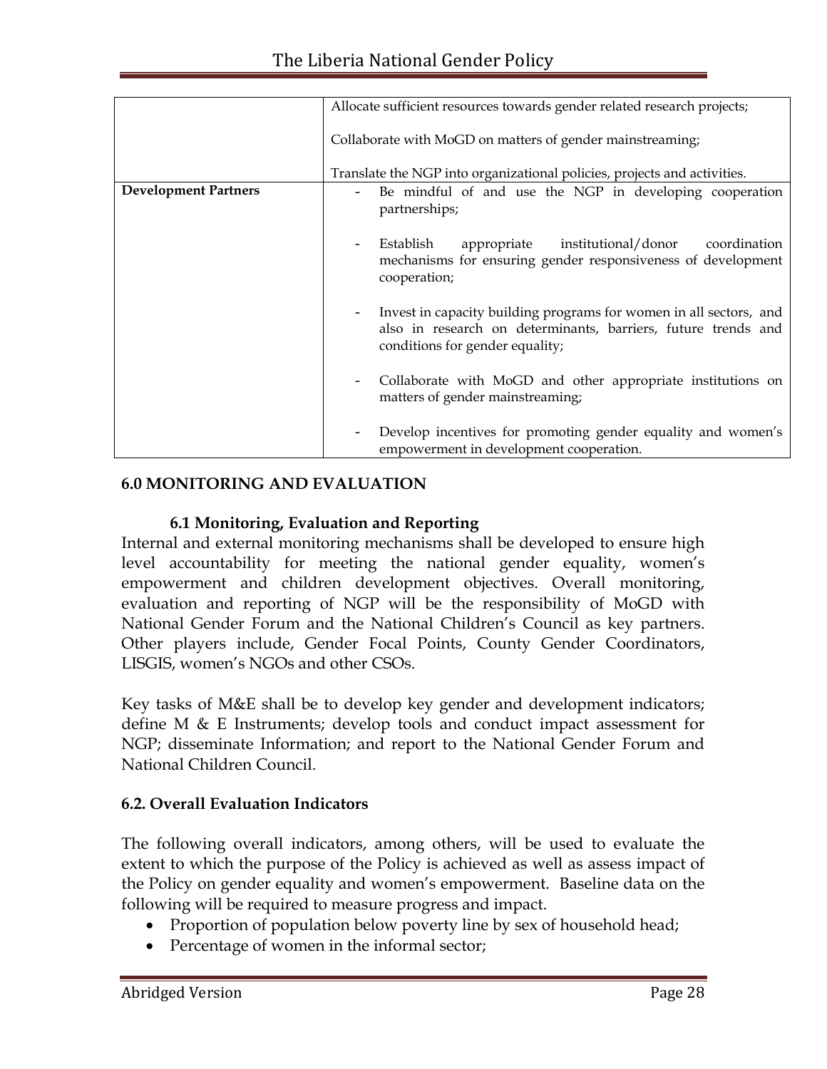| | |
|---|---|
| | Allocate sufficient resources towards gender related research projects;<br><br>Collaborate with MoGD on matters of gender mainstreaming;<br><br>Translate the NGP into organizational policies, projects and activities. |
| **Development Partners** | - Be mindful of and use the NGP in developing cooperation partnerships;<br><br>- Establish appropriate institutional/donor coordination mechanisms for ensuring gender responsiveness of development cooperation;<br><br>- Invest in capacity building programs for women in all sectors, and also in research on determinants, barriers, future trends and conditions for gender equality;<br><br>- Collaborate with MoGD and other appropriate institutions on matters of gender mainstreaming;<br><br>- Develop incentives for promoting gender equality and women's empowerment in development cooperation. |

## 6.0 MONITORING AND EVALUATION

### 6.1 Monitoring, Evaluation and Reporting

Internal and external monitoring mechanisms shall be developed to ensure high level accountability for meeting the national gender equality, women's empowerment and children development objectives. Overall monitoring, evaluation and reporting of NGP will be the responsibility of MoGD with National Gender Forum and the National Children's Council as key partners. Other players include, Gender Focal Points, County Gender Coordinators, LISGIS, women's NGOs and other CSOs.

Key tasks of M&E shall be to develop key gender and development indicators; define M & E Instruments; develop tools and conduct impact assessment for NGP; disseminate Information; and report to the National Gender Forum and National Children Council.

### 6.2. Overall Evaluation Indicators

The following overall indicators, among others, will be used to evaluate the extent to which the purpose of the Policy is achieved as well as assess impact of the Policy on gender equality and women's empowerment. Baseline data on the following will be required to measure progress and impact.

- Proportion of population below poverty line by sex of household head;
- Percentage of women in the informal sector;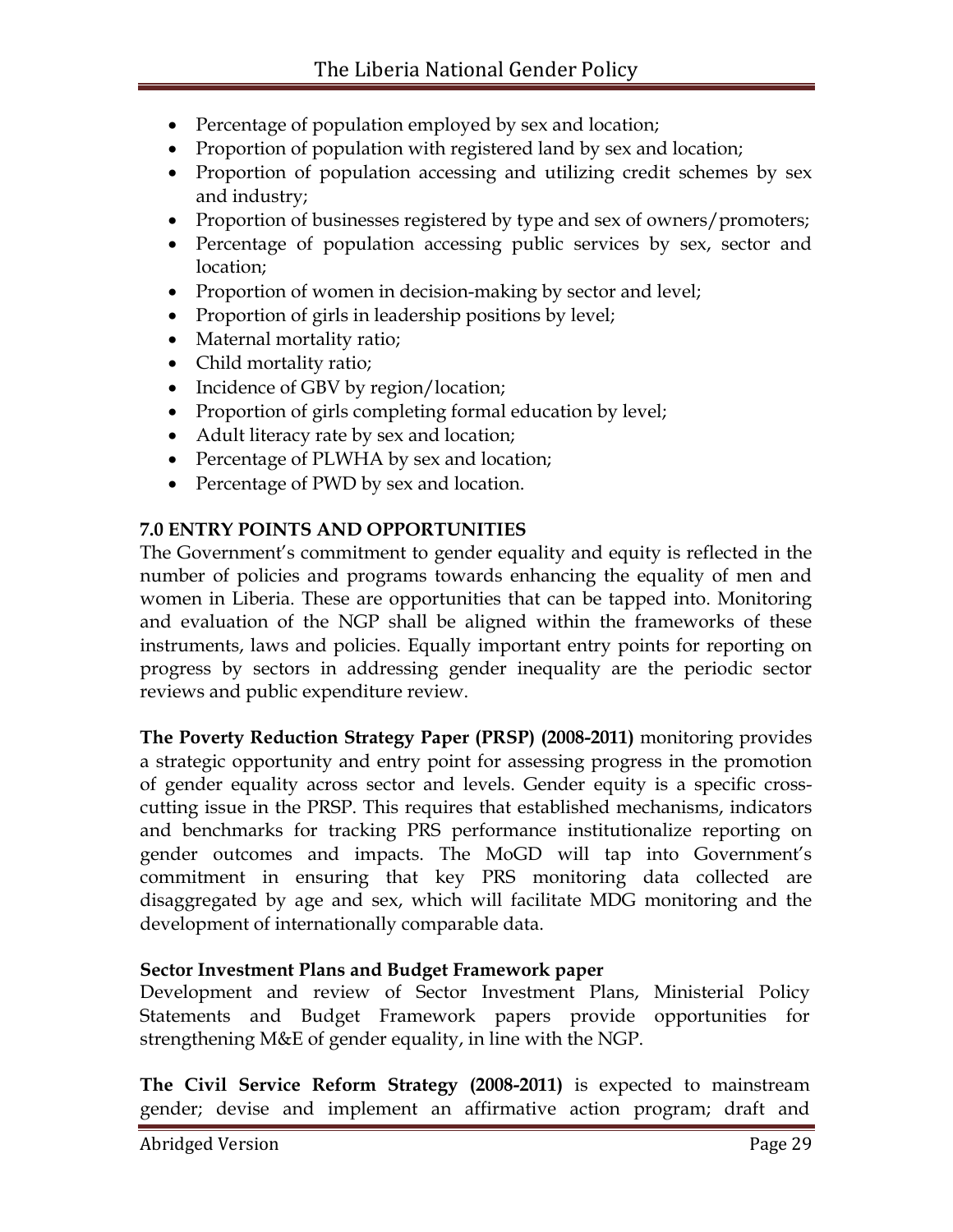- Percentage of population employed by sex and location;
- Proportion of population with registered land by sex and location;
- Proportion of population accessing and utilizing credit schemes by sex and industry;
- Proportion of businesses registered by type and sex of owners/promoters;
- Percentage of population accessing public services by sex, sector and location;
- Proportion of women in decision-making by sector and level;
- Proportion of girls in leadership positions by level;
- Maternal mortality ratio;
- Child mortality ratio;
- Incidence of GBV by region/location;
- Proportion of girls completing formal education by level;
- Adult literacy rate by sex and location;
- Percentage of PLWHA by sex and location;
- Percentage of PWD by sex and location.

## 7.0 ENTRY POINTS AND OPPORTUNITIES

The Government's commitment to gender equality and equity is reflected in the number of policies and programs towards enhancing the equality of men and women in Liberia. These are opportunities that can be tapped into. Monitoring and evaluation of the NGP shall be aligned within the frameworks of these instruments, laws and policies. Equally important entry points for reporting on progress by sectors in addressing gender inequality are the periodic sector reviews and public expenditure review.

**The Poverty Reduction Strategy Paper (PRSP) (2008-2011)** monitoring provides a strategic opportunity and entry point for assessing progress in the promotion of gender equality across sector and levels. Gender equity is a specific cross-cutting issue in the PRSP. This requires that established mechanisms, indicators and benchmarks for tracking PRS performance institutionalize reporting on gender outcomes and impacts. The MoGD will tap into Government's commitment in ensuring that key PRS monitoring data collected are disaggregated by age and sex, which will facilitate MDG monitoring and the development of internationally comparable data.

**Sector Investment Plans and Budget Framework paper**

Development and review of Sector Investment Plans, Ministerial Policy Statements and Budget Framework papers provide opportunities for strengthening M&E of gender equality, in line with the NGP.

**The Civil Service Reform Strategy (2008-2011)** is expected to mainstream gender; devise and implement an affirmative action program; draft and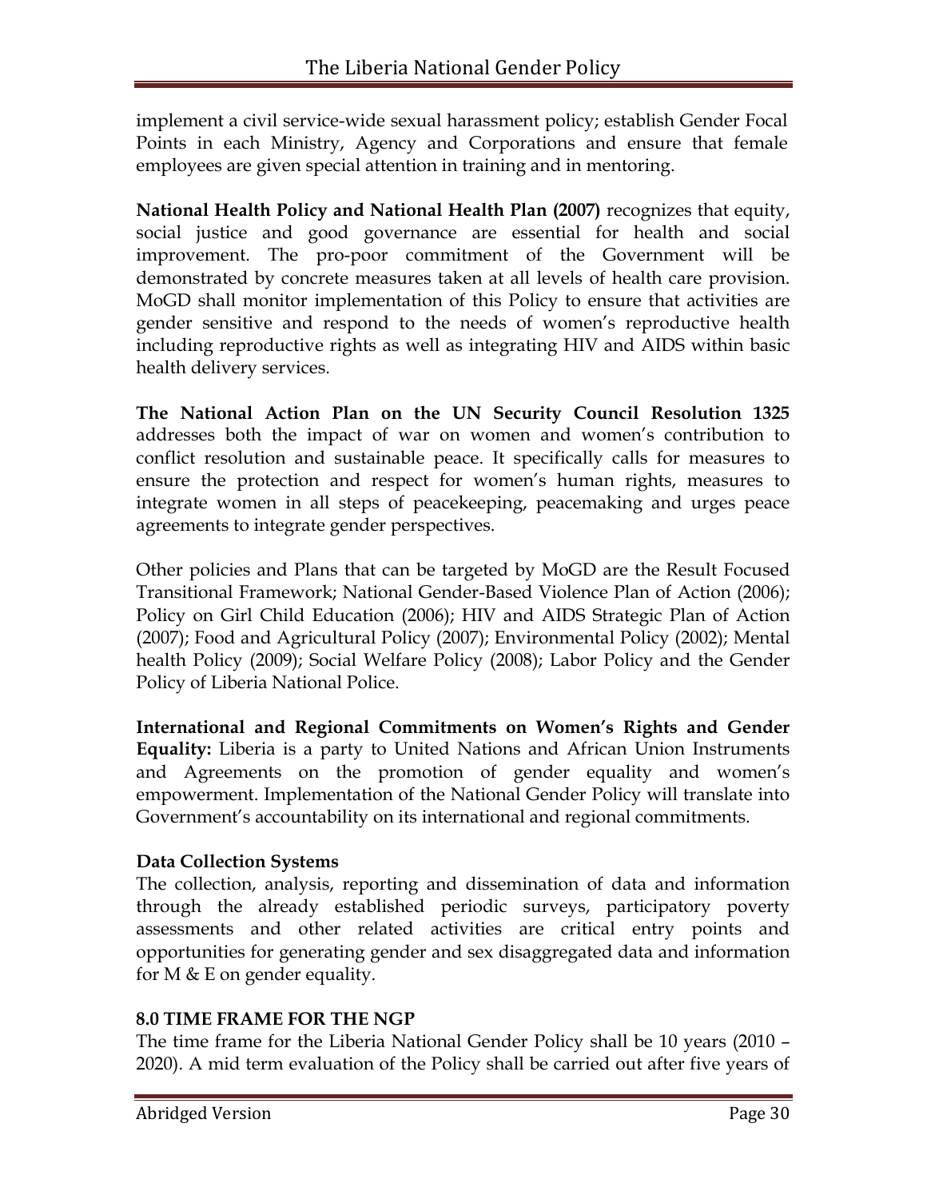implement a civil service-wide sexual harassment policy; establish Gender Focal Points in each Ministry, Agency and Corporations and ensure that female employees are given special attention in training and in mentoring.

**National Health Policy and National Health Plan (2007)** recognizes that equity, social justice and good governance are essential for health and social improvement. The pro-poor commitment of the Government will be demonstrated by concrete measures taken at all levels of health care provision. MoGD shall monitor implementation of this Policy to ensure that activities are gender sensitive and respond to the needs of women's reproductive health including reproductive rights as well as integrating HIV and AIDS within basic health delivery services.

**The National Action Plan on the UN Security Council Resolution 1325** addresses both the impact of war on women and women's contribution to conflict resolution and sustainable peace. It specifically calls for measures to ensure the protection and respect for women's human rights, measures to integrate women in all steps of peacekeeping, peacemaking and urges peace agreements to integrate gender perspectives.

Other policies and Plans that can be targeted by MoGD are the Result Focused Transitional Framework; National Gender-Based Violence Plan of Action (2006); Policy on Girl Child Education (2006); HIV and AIDS Strategic Plan of Action (2007); Food and Agricultural Policy (2007); Environmental Policy (2002); Mental health Policy (2009); Social Welfare Policy (2008); Labor Policy and the Gender Policy of Liberia National Police.

**International and Regional Commitments on Women's Rights and Gender Equality:** Liberia is a party to United Nations and African Union Instruments and Agreements on the promotion of gender equality and women's empowerment. Implementation of the National Gender Policy will translate into Government's accountability on its international and regional commitments.

**Data Collection Systems**

The collection, analysis, reporting and dissemination of data and information through the already established periodic surveys, participatory poverty assessments and other related activities are critical entry points and opportunities for generating gender and sex disaggregated data and information for M & E on gender equality.

## 8.0 TIME FRAME FOR THE NGP

The time frame for the Liberia National Gender Policy shall be 10 years (2010 – 2020). A mid term evaluation of the Policy shall be carried out after five years of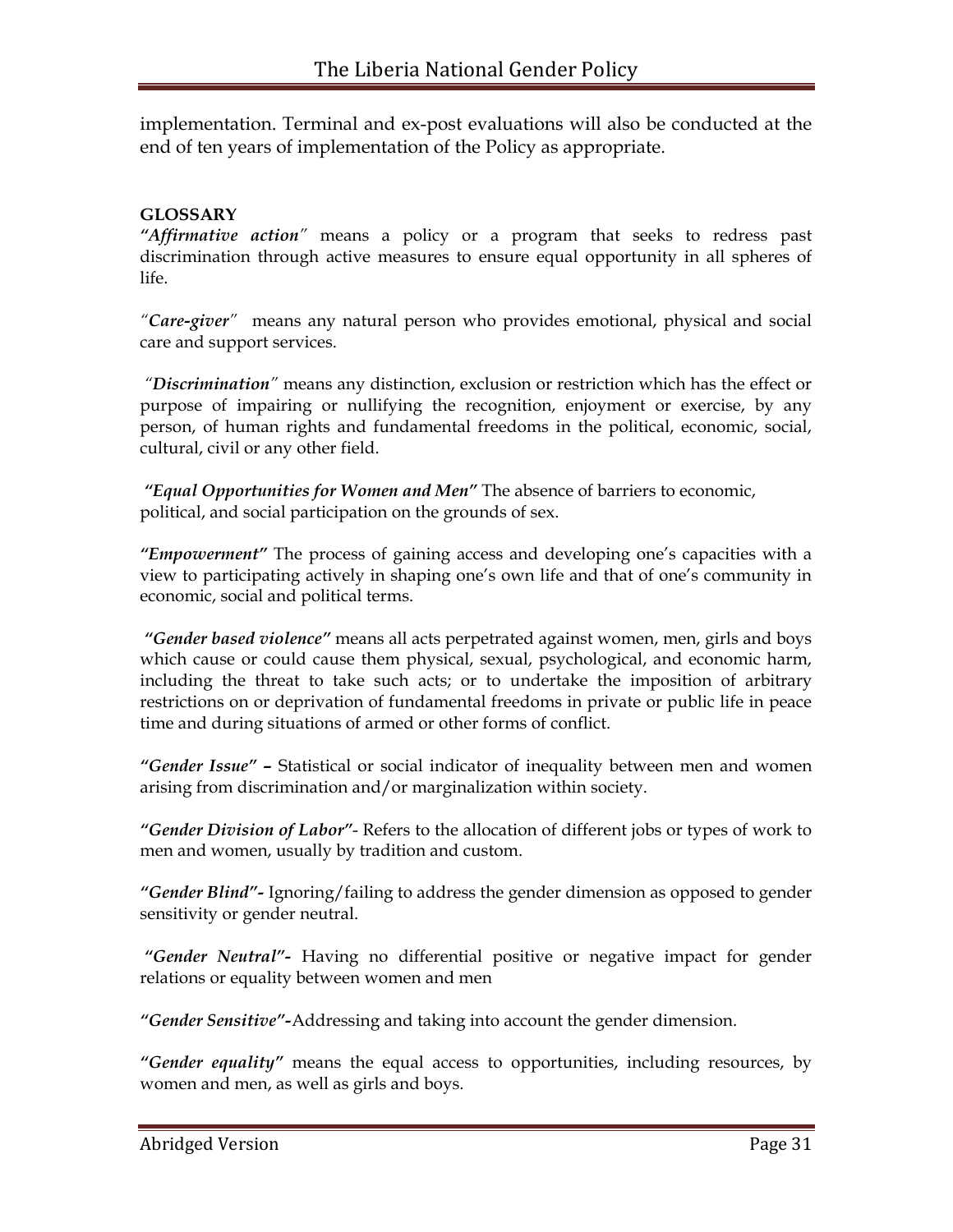implementation. Terminal and ex-post evaluations will also be conducted at the end of ten years of implementation of the Policy as appropriate.

**GLOSSARY**

***"Affirmative action"*** means a policy or a program that seeks to redress past discrimination through active measures to ensure equal opportunity in all spheres of life.

*"**Care-giver**"* means any natural person who provides emotional, physical and social care and support services.

*"**Discrimination**"* means any distinction, exclusion or restriction which has the effect or purpose of impairing or nullifying the recognition, enjoyment or exercise, by any person, of human rights and fundamental freedoms in the political, economic, social, cultural, civil or any other field.

***"Equal Opportunities for Women and Men"*** The absence of barriers to economic, political, and social participation on the grounds of sex.

***"Empowerment"*** The process of gaining access and developing one's capacities with a view to participating actively in shaping one's own life and that of one's community in economic, social and political terms.

***"Gender based violence"*** means all acts perpetrated against women, men, girls and boys which cause or could cause them physical, sexual, psychological, and economic harm, including the threat to take such acts; or to undertake the imposition of arbitrary restrictions on or deprivation of fundamental freedoms in private or public life in peace time and during situations of armed or other forms of conflict.

***"Gender Issue" –*** Statistical or social indicator of inequality between men and women arising from discrimination and/or marginalization within society.

***"Gender Division of Labor"***- Refers to the allocation of different jobs or types of work to men and women, usually by tradition and custom.

***"Gender Blind"-*** Ignoring/failing to address the gender dimension as opposed to gender sensitivity or gender neutral.

***"Gender Neutral"-*** Having no differential positive or negative impact for gender relations or equality between women and men

***"Gender Sensitive"-***Addressing and taking into account the gender dimension.

***"Gender equality"*** means the equal access to opportunities, including resources, by women and men, as well as girls and boys.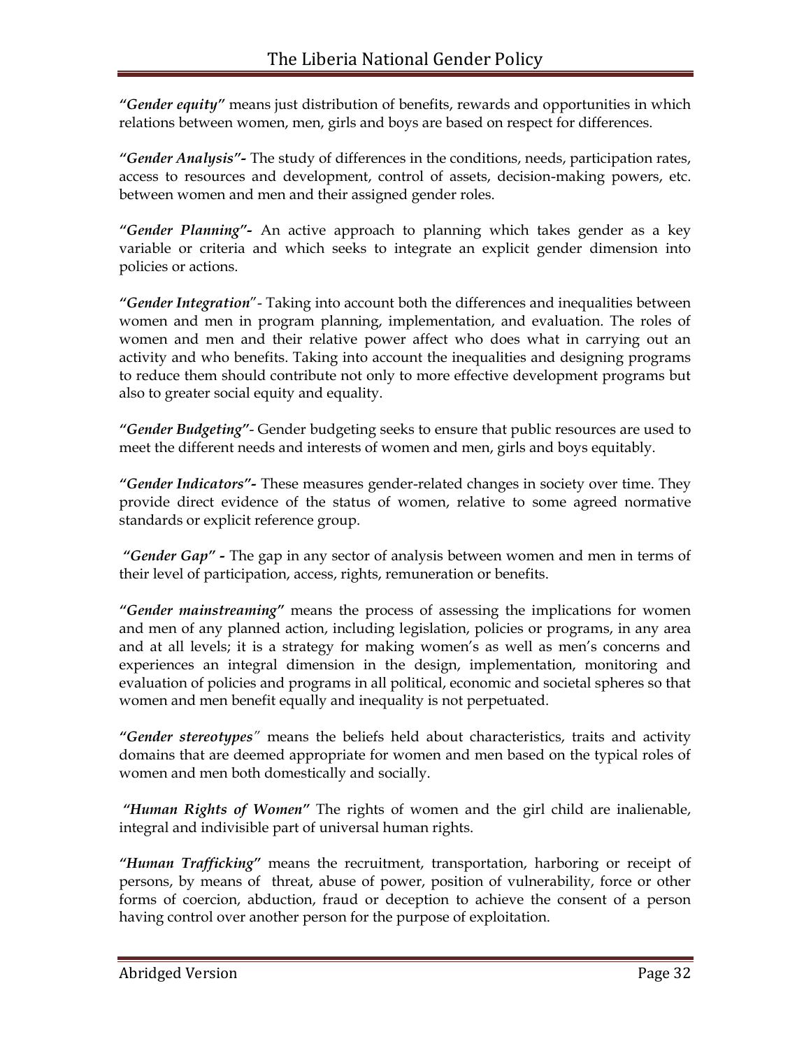***"Gender equity"*** means just distribution of benefits, rewards and opportunities in which relations between women, men, girls and boys are based on respect for differences.

***"Gender Analysis"-*** The study of differences in the conditions, needs, participation rates, access to resources and development, control of assets, decision-making powers, etc. between women and men and their assigned gender roles.

***"Gender Planning"-*** An active approach to planning which takes gender as a key variable or criteria and which seeks to integrate an explicit gender dimension into policies or actions.

***"Gender Integration"-*** Taking into account both the differences and inequalities between women and men in program planning, implementation, and evaluation. The roles of women and men and their relative power affect who does what in carrying out an activity and who benefits. Taking into account the inequalities and designing programs to reduce them should contribute not only to more effective development programs but also to greater social equity and equality.

***"Gender Budgeting"-*** Gender budgeting seeks to ensure that public resources are used to meet the different needs and interests of women and men, girls and boys equitably.

***"Gender Indicators"-*** These measures gender-related changes in society over time. They provide direct evidence of the status of women, relative to some agreed normative standards or explicit reference group.

***"Gender Gap" -*** The gap in any sector of analysis between women and men in terms of their level of participation, access, rights, remuneration or benefits.

***"Gender mainstreaming"*** means the process of assessing the implications for women and men of any planned action, including legislation, policies or programs, in any area and at all levels; it is a strategy for making women's as well as men's concerns and experiences an integral dimension in the design, implementation, monitoring and evaluation of policies and programs in all political, economic and societal spheres so that women and men benefit equally and inequality is not perpetuated.

***"Gender stereotypes"*** means the beliefs held about characteristics, traits and activity domains that are deemed appropriate for women and men based on the typical roles of women and men both domestically and socially.

***"Human Rights of Women"*** The rights of women and the girl child are inalienable, integral and indivisible part of universal human rights.

***"Human Trafficking"*** means the recruitment, transportation, harboring or receipt of persons, by means of threat, abuse of power, position of vulnerability, force or other forms of coercion, abduction, fraud or deception to achieve the consent of a person having control over another person for the purpose of exploitation.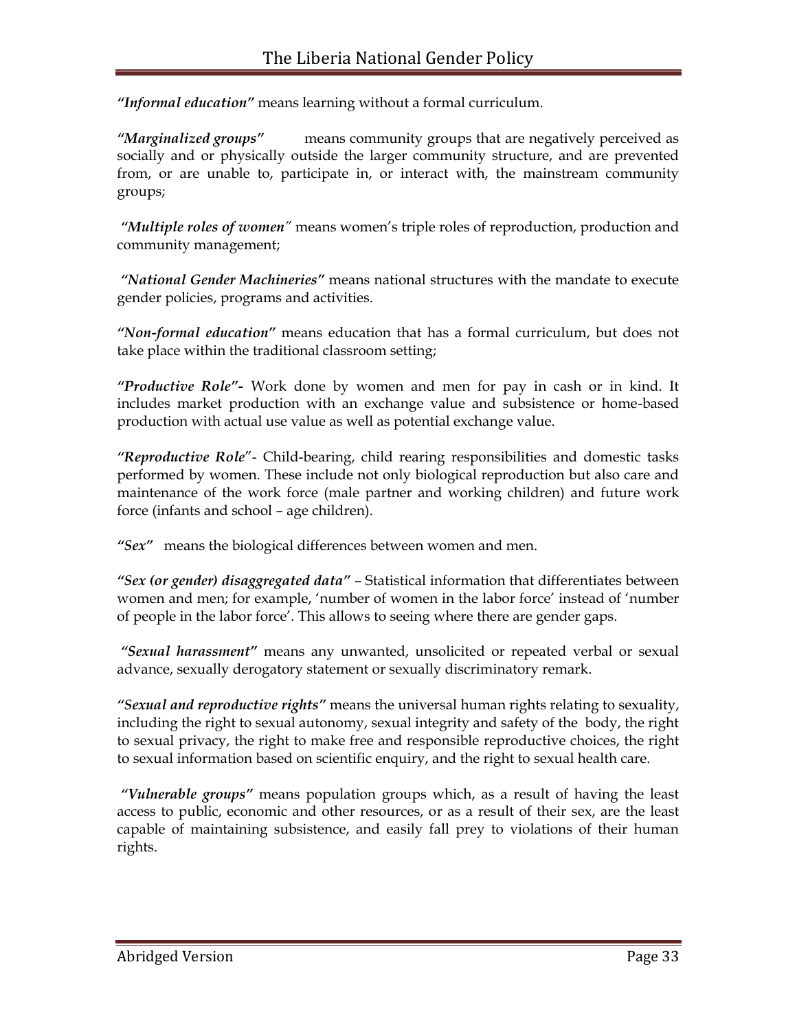***"Informal education"*** means learning without a formal curriculum.

***"Marginalized groups"*** means community groups that are negatively perceived as socially and or physically outside the larger community structure, and are prevented from, or are unable to, participate in, or interact with, the mainstream community groups;

***"Multiple roles of women"*** means women's triple roles of reproduction, production and community management;

***"National Gender Machineries"*** means national structures with the mandate to execute gender policies, programs and activities.

***"Non-formal education"*** means education that has a formal curriculum, but does not take place within the traditional classroom setting;

***"Productive Role"-*** Work done by women and men for pay in cash or in kind. It includes market production with an exchange value and subsistence or home-based production with actual use value as well as potential exchange value.

***"Reproductive Role"***- Child-bearing, child rearing responsibilities and domestic tasks performed by women. These include not only biological reproduction but also care and maintenance of the work force (male partner and working children) and future work force (infants and school – age children).

***"Sex"*** means the biological differences between women and men.

***"Sex (or gender) disaggregated data"*** – Statistical information that differentiates between women and men; for example, 'number of women in the labor force' instead of 'number of people in the labor force'. This allows to seeing where there are gender gaps.

***"Sexual harassment"*** means any unwanted, unsolicited or repeated verbal or sexual advance, sexually derogatory statement or sexually discriminatory remark.

***"Sexual and reproductive rights"*** means the universal human rights relating to sexuality, including the right to sexual autonomy, sexual integrity and safety of the body, the right to sexual privacy, the right to make free and responsible reproductive choices, the right to sexual information based on scientific enquiry, and the right to sexual health care.

***"Vulnerable groups"*** means population groups which, as a result of having the least access to public, economic and other resources, or as a result of their sex, are the least capable of maintaining subsistence, and easily fall prey to violations of their human rights.